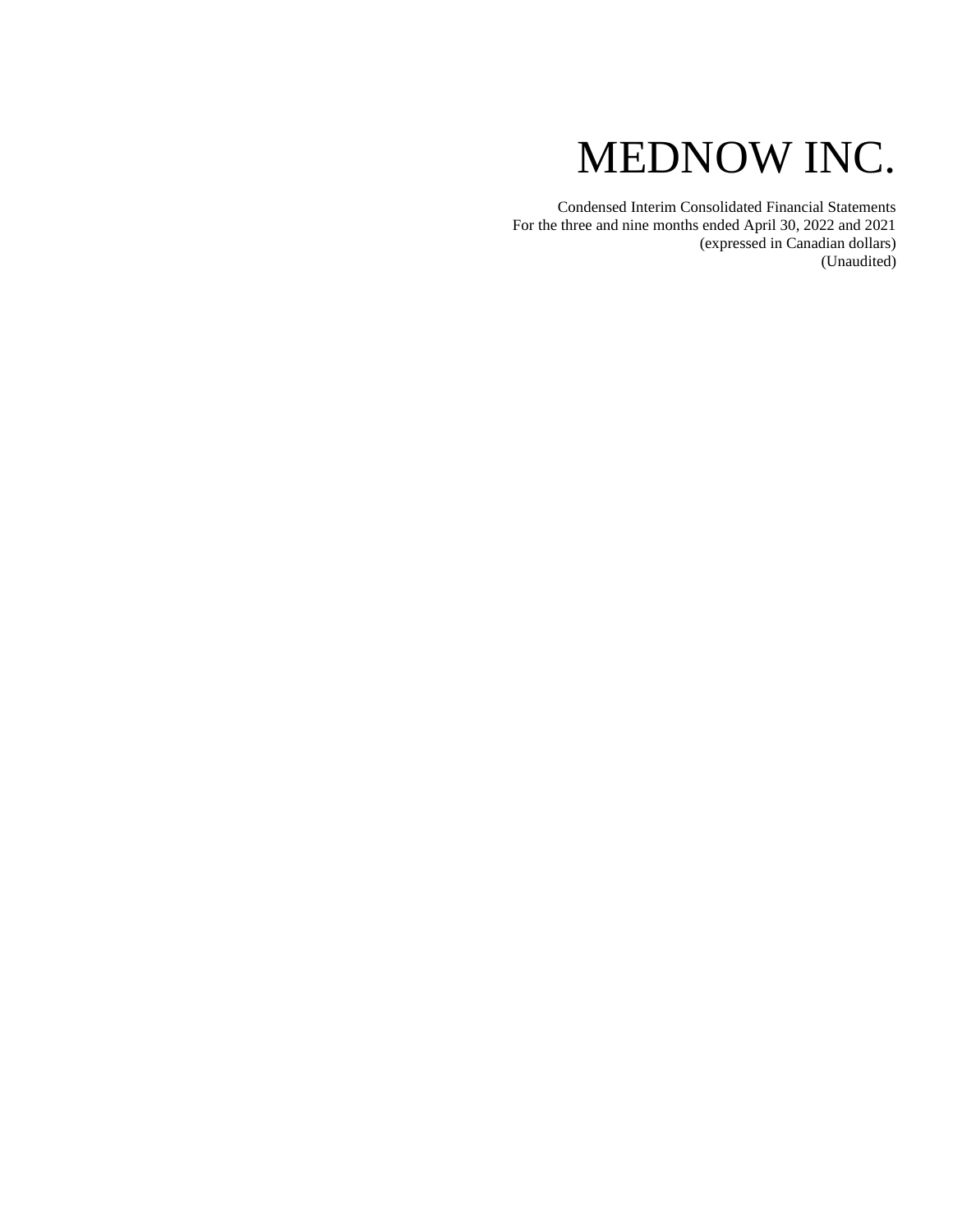# MEDNOW INC.

Condensed Interim Consolidated Financial Statements
For the three and nine months ended April 30, 2022 and 2021
(expressed in Canadian dollars)
(Unaudited)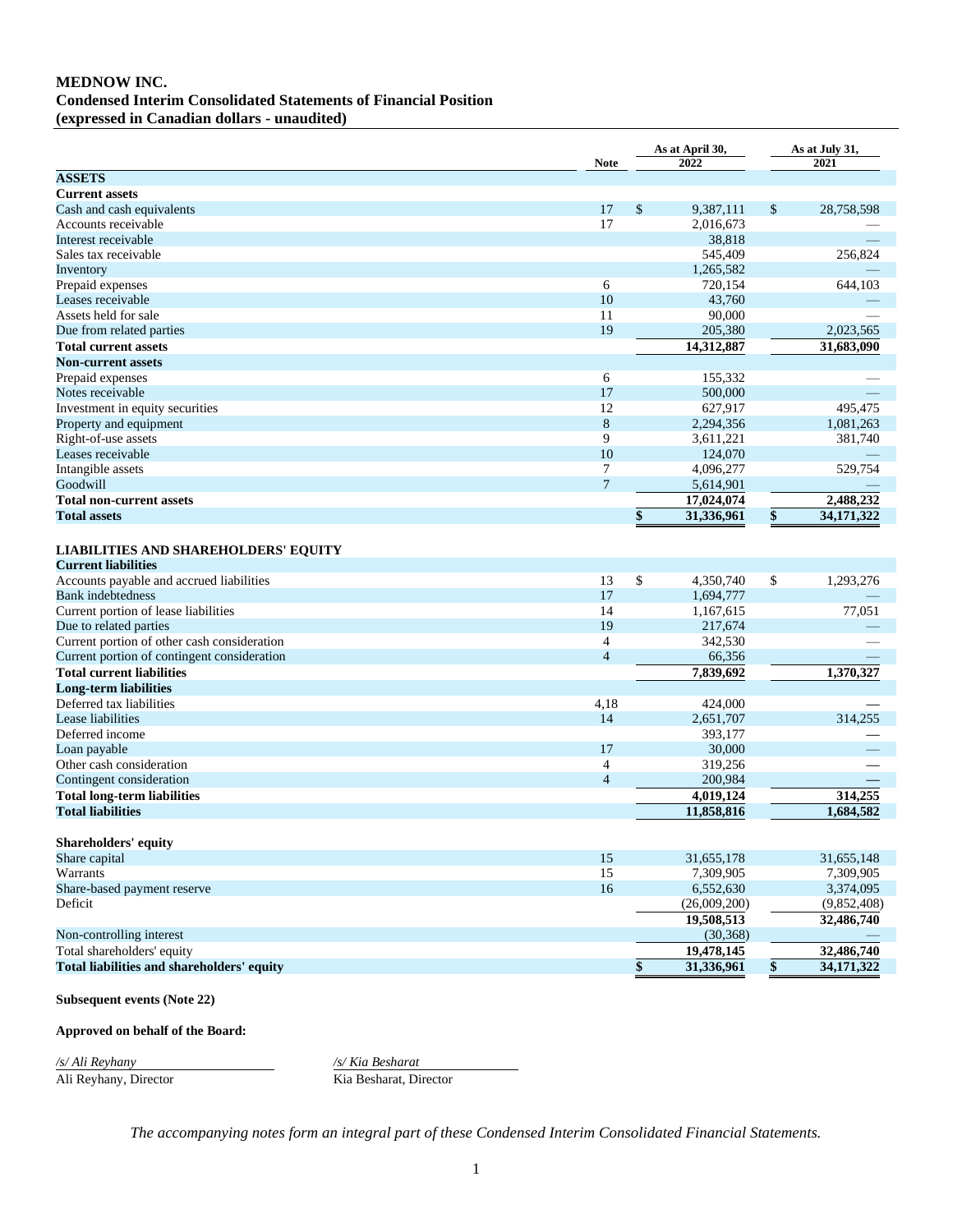**MEDNOW INC.**
**Condensed Interim Consolidated Statements of Financial Position**
**(expressed in Canadian dollars - unaudited)**

| | Note | As at April 30, 2022 | As at July 31, 2021 |
|---|---|---|---|
| **ASSETS** | | | |
| **Current assets** | | | |
| Cash and cash equivalents | 17 | $ 9,387,111 | $ 28,758,598 |
| Accounts receivable | 17 | 2,016,673 | — |
| Interest receivable | | 38,818 | — |
| Sales tax receivable | | 545,409 | 256,824 |
| Inventory | | 1,265,582 | — |
| Prepaid expenses | 6 | 720,154 | 644,103 |
| Leases receivable | 10 | 43,760 | — |
| Assets held for sale | 11 | 90,000 | — |
| Due from related parties | 19 | 205,380 | 2,023,565 |
| **Total current assets** | | **14,312,887** | **31,683,090** |
| **Non-current assets** | | | |
| Prepaid expenses | 6 | 155,332 | — |
| Notes receivable | 17 | 500,000 | — |
| Investment in equity securities | 12 | 627,917 | 495,475 |
| Property and equipment | 8 | 2,294,356 | 1,081,263 |
| Right-of-use assets | 9 | 3,611,221 | 381,740 |
| Leases receivable | 10 | 124,070 | — |
| Intangible assets | 7 | 4,096,277 | 529,754 |
| Goodwill | 7 | 5,614,901 | — |
| **Total non-current assets** | | **17,024,074** | **2,488,232** |
| **Total assets** | | **$ 31,336,961** | **$ 34,171,322** |
| | | | |
| **LIABILITIES AND SHAREHOLDERS' EQUITY** | | | |
| **Current liabilities** | | | |
| Accounts payable and accrued liabilities | 13 | $ 4,350,740 | $ 1,293,276 |
| Bank indebtedness | 17 | 1,694,777 | — |
| Current portion of lease liabilities | 14 | 1,167,615 | 77,051 |
| Due to related parties | 19 | 217,674 | — |
| Current portion of other cash consideration | 4 | 342,530 | — |
| Current portion of contingent consideration | 4 | 66,356 | — |
| **Total current liabilities** | | **7,839,692** | **1,370,327** |
| **Long-term liabilities** | | | |
| Deferred tax liabilities | 4,18 | 424,000 | — |
| Lease liabilities | 14 | 2,651,707 | 314,255 |
| Deferred income | | 393,177 | — |
| Loan payable | 17 | 30,000 | — |
| Other cash consideration | 4 | 319,256 | — |
| Contingent consideration | 4 | 200,984 | — |
| **Total long-term liabilities** | | **4,019,124** | **314,255** |
| **Total liabilities** | | **11,858,816** | **1,684,582** |
| | | | |
| **Shareholders' equity** | | | |
| Share capital | 15 | 31,655,178 | 31,655,148 |
| Warrants | 15 | 7,309,905 | 7,309,905 |
| Share-based payment reserve | 16 | 6,552,630 | 3,374,095 |
| Deficit | | (26,009,200) | (9,852,408) |
| | | **19,508,513** | **32,486,740** |
| Non-controlling interest | | (30,368) | — |
| Total shareholders' equity | | **19,478,145** | **32,486,740** |
| **Total liabilities and shareholders' equity** | | **$ 31,336,961** | **$ 34,171,322** |

**Subsequent events (Note 22)**

**Approved on behalf of the Board:**

*/s/ Ali Reyhany*
Ali Reyhany, Director

*/s/ Kia Besharat*
Kia Besharat, Director

*The accompanying notes form an integral part of these Condensed Interim Consolidated Financial Statements.*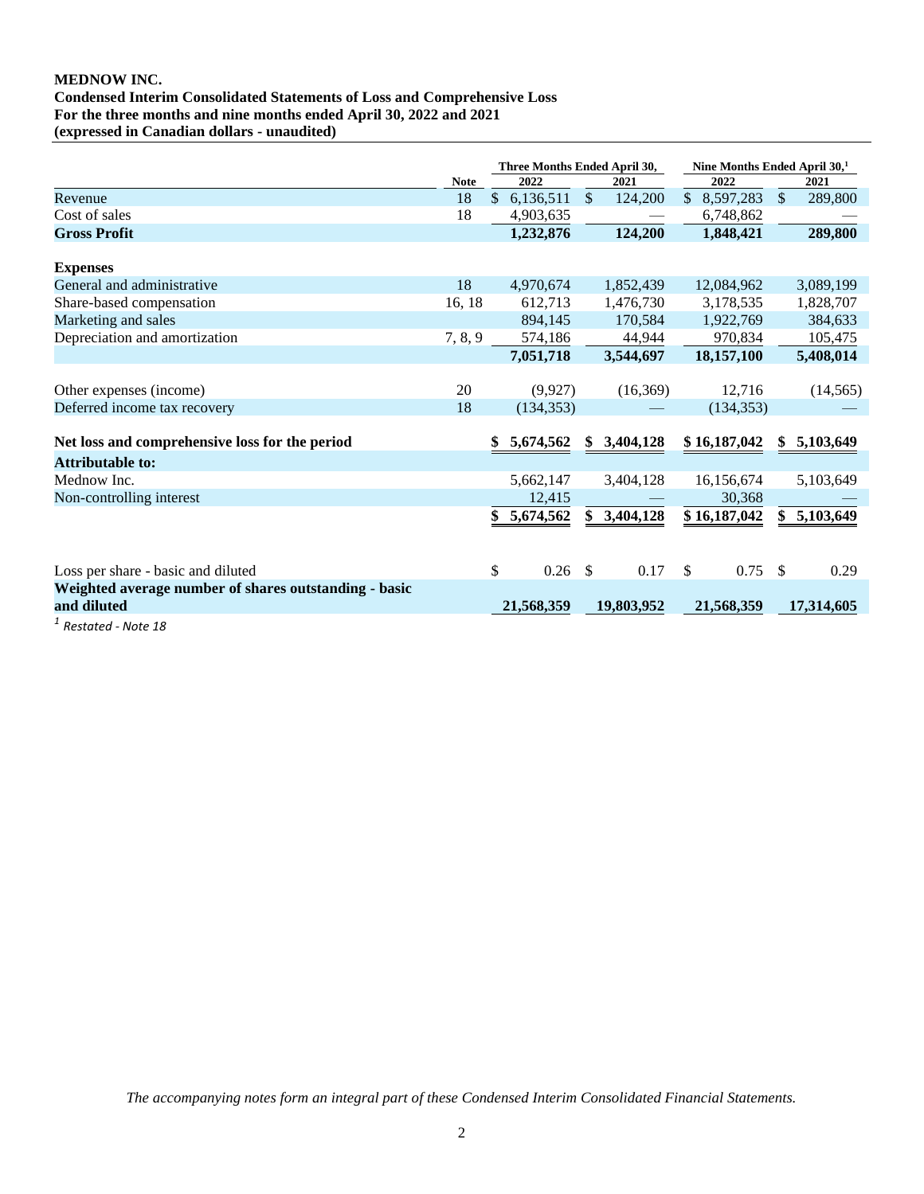**MEDNOW INC.**
**Condensed Interim Consolidated Statements of Loss and Comprehensive Loss**
**For the three months and nine months ended April 30, 2022 and 2021**
**(expressed in Canadian dollars - unaudited)**

| | Note | Three Months Ended April 30, 2022 | Three Months Ended April 30, 2021 | Nine Months Ended April 30,[1] 2022 | Nine Months Ended April 30,[1] 2021 |
|---|---|---|---|---|---|
| Revenue | 18 | $ 6,136,511 | $ 124,200 | $ 8,597,283 | $ 289,800 |
| Cost of sales | 18 | 4,903,635 | — | 6,748,862 | — |
| **Gross Profit** | | **1,232,876** | **124,200** | **1,848,421** | **289,800** |
| **Expenses** | | | | | |
| General and administrative | 18 | 4,970,674 | 1,852,439 | 12,084,962 | 3,089,199 |
| Share-based compensation | 16, 18 | 612,713 | 1,476,730 | 3,178,535 | 1,828,707 |
| Marketing and sales | | 894,145 | 170,584 | 1,922,769 | 384,633 |
| Depreciation and amortization | 7, 8, 9 | 574,186 | 44,944 | 970,834 | 105,475 |
| | | **7,051,718** | **3,544,697** | **18,157,100** | **5,408,014** |
| Other expenses (income) | 20 | (9,927) | (16,369) | 12,716 | (14,565) |
| Deferred income tax recovery | 18 | (134,353) | — | (134,353) | — |
| **Net loss and comprehensive loss for the period** | | **$ 5,674,562** | **$ 3,404,128** | **$ 16,187,042** | **$ 5,103,649** |
| **Attributable to:** | | | | | |
| Mednow Inc. | | 5,662,147 | 3,404,128 | 16,156,674 | 5,103,649 |
| Non-controlling interest | | 12,415 | — | 30,368 | — |
| | | **$ 5,674,562** | **$ 3,404,128** | **$ 16,187,042** | **$ 5,103,649** |
| Loss per share - basic and diluted | | $ 0.26 | $ 0.17 | $ 0.75 | $ 0.29 |
| **Weighted average number of shares outstanding - basic and diluted** | | **21,568,359** | **19,803,952** | **21,568,359** | **17,314,605** |

[1] *Restated - Note 18*

*The accompanying notes form an integral part of these Condensed Interim Consolidated Financial Statements.*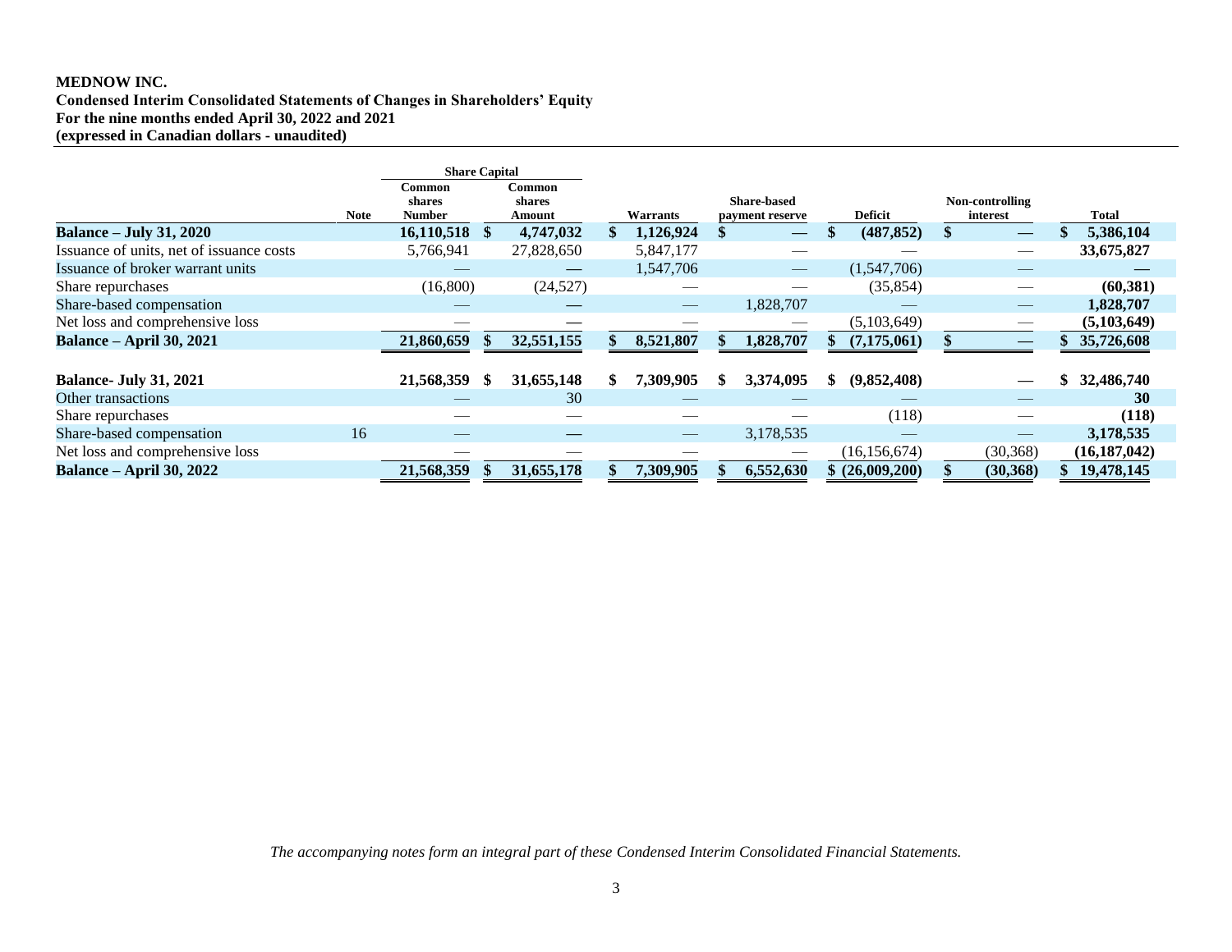**MEDNOW INC.**
**Condensed Interim Consolidated Statements of Changes in Shareholders' Equity**
**For the nine months ended April 30, 2022 and 2021**
**(expressed in Canadian dollars - unaudited)**

| | Note | Share Capital | | | | | | |
|---|---|---|---|---|---|---|---|---|
| | | Common shares Number | Common shares Amount | Warrants | Share-based payment reserve | Deficit | Non-controlling interest | Total |
| **Balance – July 31, 2020** | | **16,110,518** | **$ 4,747,032** | **$ 1,126,924** | **$ —** | **$ (487,852)** | **$ —** | **$ 5,386,104** |
| Issuance of units, net of issuance costs | | 5,766,941 | 27,828,650 | 5,847,177 | — | — | — | **33,675,827** |
| Issuance of broker warrant units | | — | — | 1,547,706 | — | (1,547,706) | — | **—** |
| Share repurchases | | (16,800) | (24,527) | — | — | (35,854) | — | **(60,381)** |
| Share-based compensation | | — | — | — | 1,828,707 | — | — | **1,828,707** |
| Net loss and comprehensive loss | | — | — | — | — | (5,103,649) | — | **(5,103,649)** |
| **Balance – April 30, 2021** | | **21,860,659** | **$ 32,551,155** | **$ 8,521,807** | **$ 1,828,707** | **$ (7,175,061)** | **$ —** | **$ 35,726,608** |
| | | | | | | | | |
| **Balance- July 31, 2021** | | **21,568,359** | **$ 31,655,148** | **$ 7,309,905** | **$ 3,374,095** | **$ (9,852,408)** | **—** | **$ 32,486,740** |
| Other transactions | | — | 30 | — | — | — | — | **30** |
| Share repurchases | | — | — | — | — | (118) | — | **(118)** |
| Share-based compensation | 16 | — | — | — | 3,178,535 | — | — | **3,178,535** |
| Net loss and comprehensive loss | | — | — | — | — | (16,156,674) | (30,368) | **(16,187,042)** |
| **Balance – April 30, 2022** | | **21,568,359** | **$ 31,655,178** | **$ 7,309,905** | **$ 6,552,630** | **$ (26,009,200)** | **$ (30,368)** | **$ 19,478,145** |

*The accompanying notes form an integral part of these Condensed Interim Consolidated Financial Statements.*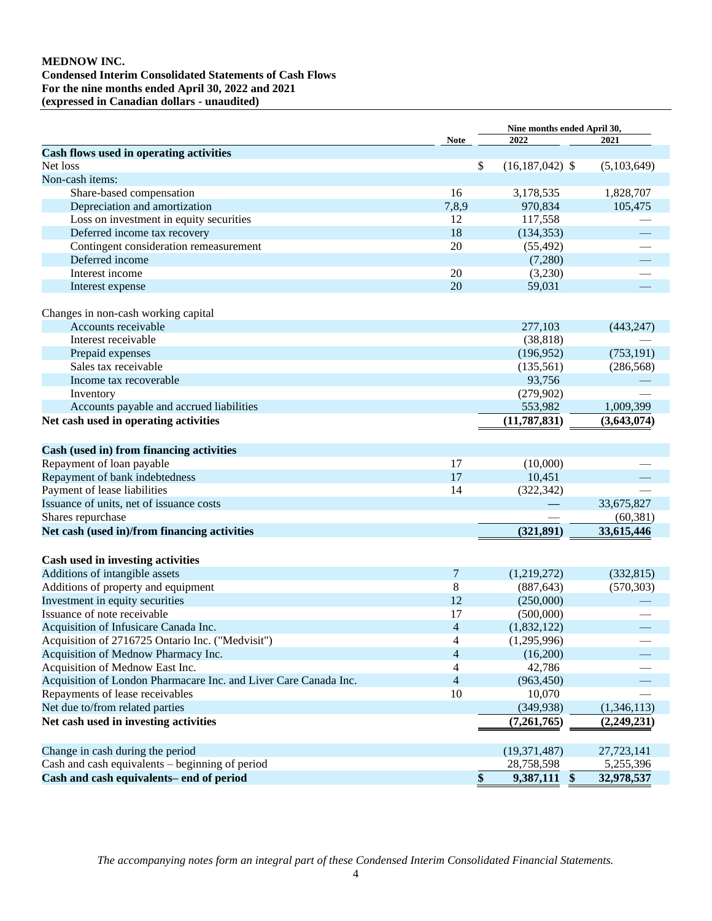**MEDNOW INC.**
**Condensed Interim Consolidated Statements of Cash Flows**
**For the nine months ended April 30, 2022 and 2021**
**(expressed in Canadian dollars - unaudited)**

| | Note | Nine months ended April 30, 2022 | 2021 |
|---|---|---|---|
| **Cash flows used in operating activities** | | | |
| Net loss | | $ (16,187,042) | $ (5,103,649) |
| Non-cash items: | | | |
| Share-based compensation | 16 | 3,178,535 | 1,828,707 |
| Depreciation and amortization | 7,8,9 | 970,834 | 105,475 |
| Loss on investment in equity securities | 12 | 117,558 | — |
| Deferred income tax recovery | 18 | (134,353) | — |
| Contingent consideration remeasurement | 20 | (55,492) | — |
| Deferred income | | (7,280) | — |
| Interest income | 20 | (3,230) | — |
| Interest expense | 20 | 59,031 | — |
| Changes in non-cash working capital | | | |
| Accounts receivable | | 277,103 | (443,247) |
| Interest receivable | | (38,818) | — |
| Prepaid expenses | | (196,952) | (753,191) |
| Sales tax receivable | | (135,561) | (286,568) |
| Income tax recoverable | | 93,756 | — |
| Inventory | | (279,902) | — |
| Accounts payable and accrued liabilities | | 553,982 | 1,009,399 |
| **Net cash used in operating activities** | | **(11,787,831)** | **(3,643,074)** |
| **Cash (used in) from financing activities** | | | |
| Repayment of loan payable | 17 | (10,000) | — |
| Repayment of bank indebtedness | 17 | 10,451 | — |
| Payment of lease liabilities | 14 | (322,342) | — |
| Issuance of units, net of issuance costs | | — | 33,675,827 |
| Shares repurchase | | — | (60,381) |
| **Net cash (used in)/from financing activities** | | **(321,891)** | **33,615,446** |
| **Cash used in investing activities** | | | |
| Additions of intangible assets | 7 | (1,219,272) | (332,815) |
| Additions of property and equipment | 8 | (887,643) | (570,303) |
| Investment in equity securities | 12 | (250,000) | — |
| Issuance of note receivable | 17 | (500,000) | — |
| Acquisition of Infusicare Canada Inc. | 4 | (1,832,122) | — |
| Acquisition of 2716725 Ontario Inc. ("Medvisit") | 4 | (1,295,996) | — |
| Acquisition of Mednow Pharmacy Inc. | 4 | (16,200) | — |
| Acquisition of Mednow East Inc. | 4 | 42,786 | — |
| Acquisition of London Pharmacare Inc. and Liver Care Canada Inc. | 4 | (963,450) | — |
| Repayments of lease receivables | 10 | 10,070 | — |
| Net due to/from related parties | | (349,938) | (1,346,113) |
| **Net cash used in investing activities** | | **(7,261,765)** | **(2,249,231)** |
| Change in cash during the period | | (19,371,487) | 27,723,141 |
| Cash and cash equivalents – beginning of period | | 28,758,598 | 5,255,396 |
| **Cash and cash equivalents– end of period** | | **$ 9,387,111** | **$ 32,978,537** |

*The accompanying notes form an integral part of these Condensed Interim Consolidated Financial Statements.*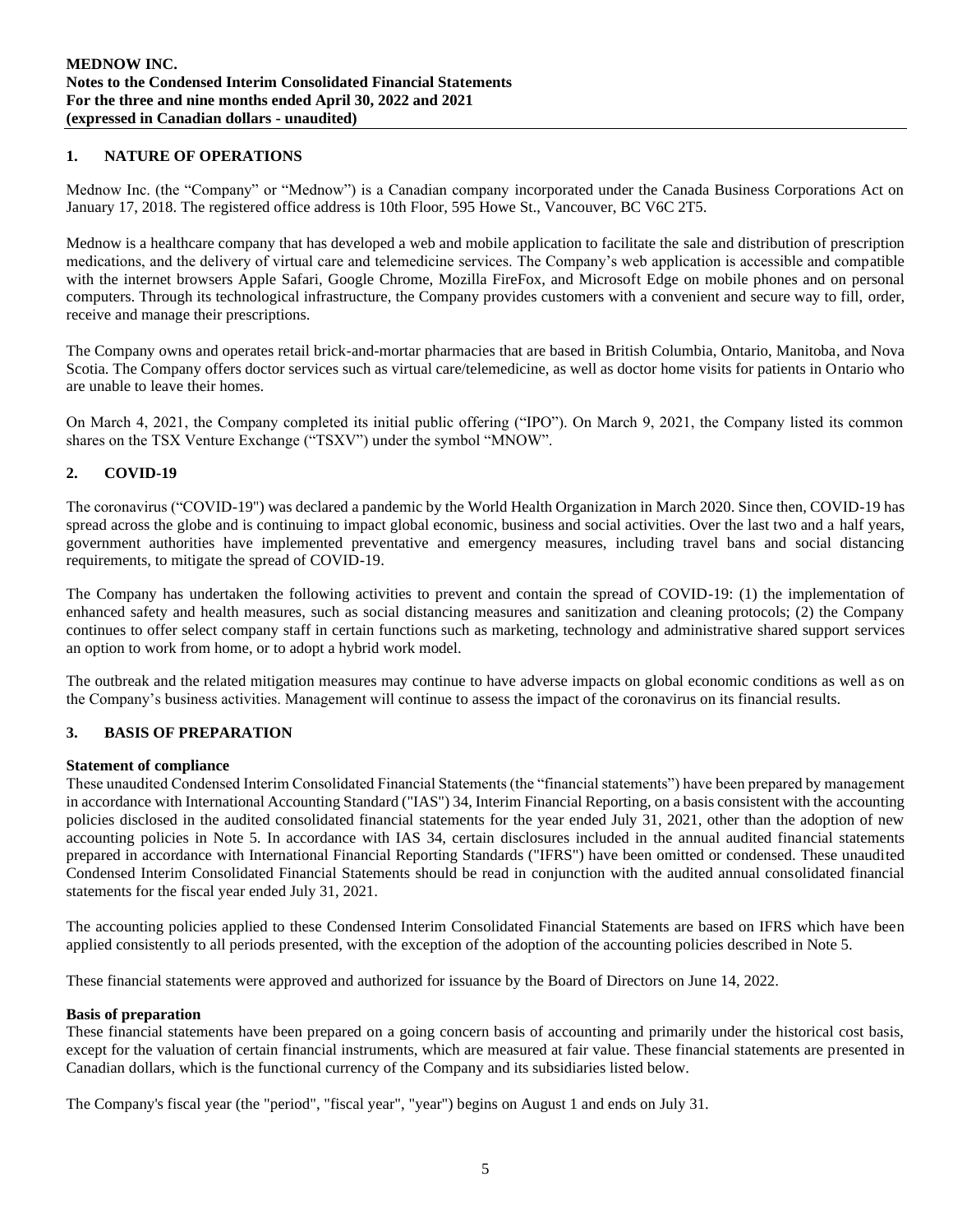## 1. NATURE OF OPERATIONS

Mednow Inc. (the "Company" or "Mednow") is a Canadian company incorporated under the Canada Business Corporations Act on January 17, 2018. The registered office address is 10th Floor, 595 Howe St., Vancouver, BC V6C 2T5.

Mednow is a healthcare company that has developed a web and mobile application to facilitate the sale and distribution of prescription medications, and the delivery of virtual care and telemedicine services. The Company's web application is accessible and compatible with the internet browsers Apple Safari, Google Chrome, Mozilla FireFox, and Microsoft Edge on mobile phones and on personal computers. Through its technological infrastructure, the Company provides customers with a convenient and secure way to fill, order, receive and manage their prescriptions.

The Company owns and operates retail brick-and-mortar pharmacies that are based in British Columbia, Ontario, Manitoba, and Nova Scotia. The Company offers doctor services such as virtual care/telemedicine, as well as doctor home visits for patients in Ontario who are unable to leave their homes.

On March 4, 2021, the Company completed its initial public offering ("IPO"). On March 9, 2021, the Company listed its common shares on the TSX Venture Exchange ("TSXV") under the symbol "MNOW".

## 2. COVID-19

The coronavirus ("COVID-19") was declared a pandemic by the World Health Organization in March 2020. Since then, COVID-19 has spread across the globe and is continuing to impact global economic, business and social activities. Over the last two and a half years, government authorities have implemented preventative and emergency measures, including travel bans and social distancing requirements, to mitigate the spread of COVID-19.

The Company has undertaken the following activities to prevent and contain the spread of COVID-19: (1) the implementation of enhanced safety and health measures, such as social distancing measures and sanitization and cleaning protocols; (2) the Company continues to offer select company staff in certain functions such as marketing, technology and administrative shared support services an option to work from home, or to adopt a hybrid work model.

The outbreak and the related mitigation measures may continue to have adverse impacts on global economic conditions as well as on the Company's business activities. Management will continue to assess the impact of the coronavirus on its financial results.

## 3. BASIS OF PREPARATION

**Statement of compliance**

These unaudited Condensed Interim Consolidated Financial Statements (the "financial statements") have been prepared by management in accordance with International Accounting Standard ("IAS") 34, Interim Financial Reporting, on a basis consistent with the accounting policies disclosed in the audited consolidated financial statements for the year ended July 31, 2021, other than the adoption of new accounting policies in Note 5. In accordance with IAS 34, certain disclosures included in the annual audited financial statements prepared in accordance with International Financial Reporting Standards ("IFRS") have been omitted or condensed. These unaudited Condensed Interim Consolidated Financial Statements should be read in conjunction with the audited annual consolidated financial statements for the fiscal year ended July 31, 2021.

The accounting policies applied to these Condensed Interim Consolidated Financial Statements are based on IFRS which have been applied consistently to all periods presented, with the exception of the adoption of the accounting policies described in Note 5.

These financial statements were approved and authorized for issuance by the Board of Directors on June 14, 2022.

**Basis of preparation**

These financial statements have been prepared on a going concern basis of accounting and primarily under the historical cost basis, except for the valuation of certain financial instruments, which are measured at fair value. These financial statements are presented in Canadian dollars, which is the functional currency of the Company and its subsidiaries listed below.

The Company's fiscal year (the "period", "fiscal year", "year") begins on August 1 and ends on July 31.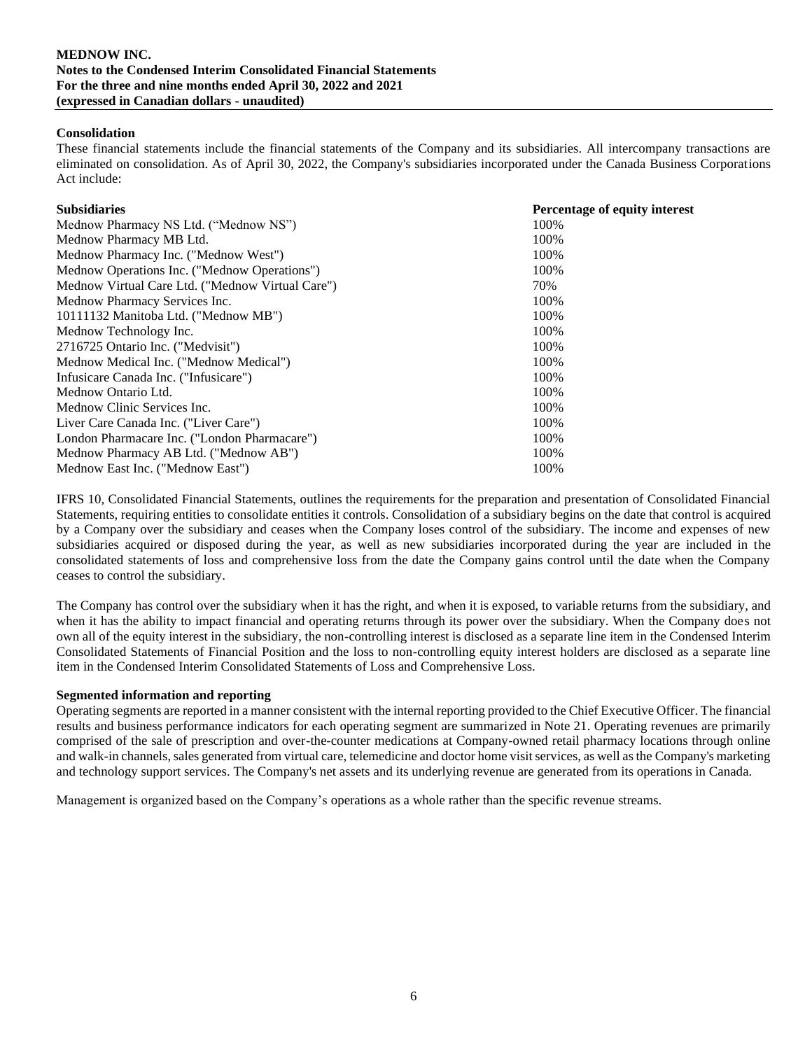### Consolidation

These financial statements include the financial statements of the Company and its subsidiaries. All intercompany transactions are eliminated on consolidation. As of April 30, 2022, the Company's subsidiaries incorporated under the Canada Business Corporations Act include:

| Subsidiaries | Percentage of equity interest |
|---|---|
| Mednow Pharmacy NS Ltd. ("Mednow NS") | 100% |
| Mednow Pharmacy MB Ltd. | 100% |
| Mednow Pharmacy Inc. ("Mednow West") | 100% |
| Mednow Operations Inc. ("Mednow Operations") | 100% |
| Mednow Virtual Care Ltd. ("Mednow Virtual Care") | 70% |
| Mednow Pharmacy Services Inc. | 100% |
| 10111132 Manitoba Ltd. ("Mednow MB") | 100% |
| Mednow Technology Inc. | 100% |
| 2716725 Ontario Inc. ("Medvisit") | 100% |
| Mednow Medical Inc. ("Mednow Medical") | 100% |
| Infusicare Canada Inc. ("Infusicare") | 100% |
| Mednow Ontario Ltd. | 100% |
| Mednow Clinic Services Inc. | 100% |
| Liver Care Canada Inc. ("Liver Care") | 100% |
| London Pharmacare Inc. ("London Pharmacare") | 100% |
| Mednow Pharmacy AB Ltd. ("Mednow AB") | 100% |
| Mednow East Inc. ("Mednow East") | 100% |

IFRS 10, Consolidated Financial Statements, outlines the requirements for the preparation and presentation of Consolidated Financial Statements, requiring entities to consolidate entities it controls. Consolidation of a subsidiary begins on the date that control is acquired by a Company over the subsidiary and ceases when the Company loses control of the subsidiary. The income and expenses of new subsidiaries acquired or disposed during the year, as well as new subsidiaries incorporated during the year are included in the consolidated statements of loss and comprehensive loss from the date the Company gains control until the date when the Company ceases to control the subsidiary.

The Company has control over the subsidiary when it has the right, and when it is exposed, to variable returns from the subsidiary, and when it has the ability to impact financial and operating returns through its power over the subsidiary. When the Company does not own all of the equity interest in the subsidiary, the non-controlling interest is disclosed as a separate line item in the Condensed Interim Consolidated Statements of Financial Position and the loss to non-controlling equity interest holders are disclosed as a separate line item in the Condensed Interim Consolidated Statements of Loss and Comprehensive Loss.

### Segmented information and reporting

Operating segments are reported in a manner consistent with the internal reporting provided to the Chief Executive Officer. The financial results and business performance indicators for each operating segment are summarized in Note 21. Operating revenues are primarily comprised of the sale of prescription and over-the-counter medications at Company-owned retail pharmacy locations through online and walk-in channels, sales generated from virtual care, telemedicine and doctor home visit services, as well as the Company's marketing and technology support services. The Company's net assets and its underlying revenue are generated from its operations in Canada.

Management is organized based on the Company's operations as a whole rather than the specific revenue streams.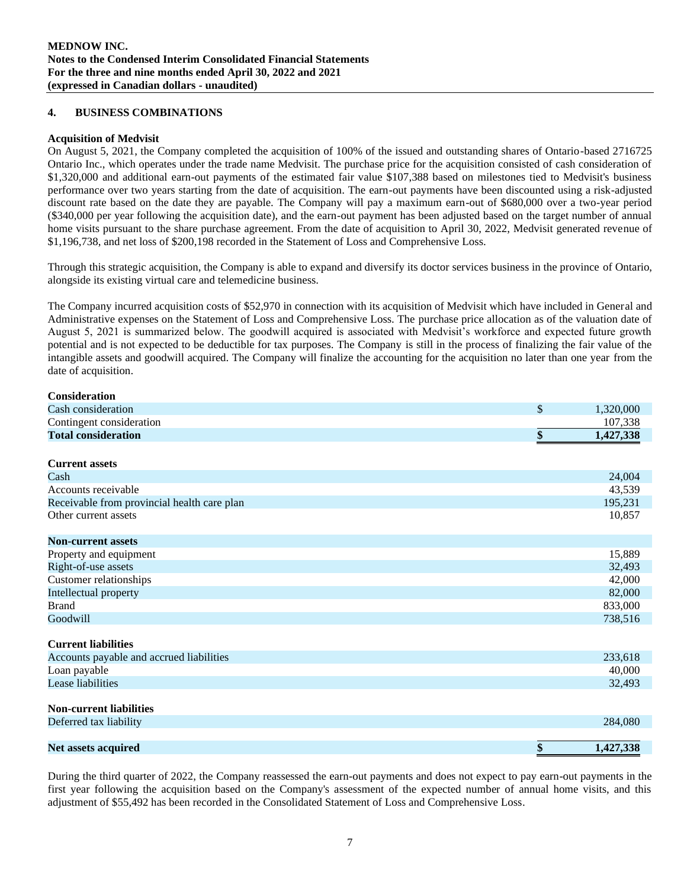## 4. BUSINESS COMBINATIONS

**Acquisition of Medvisit**

On August 5, 2021, the Company completed the acquisition of 100% of the issued and outstanding shares of Ontario-based 2716725 Ontario Inc., which operates under the trade name Medvisit. The purchase price for the acquisition consisted of cash consideration of $1,320,000 and additional earn-out payments of the estimated fair value $107,388 based on milestones tied to Medvisit's business performance over two years starting from the date of acquisition. The earn-out payments have been discounted using a risk-adjusted discount rate based on the date they are payable. The Company will pay a maximum earn-out of $680,000 over a two-year period ($340,000 per year following the acquisition date), and the earn-out payment has been adjusted based on the target number of annual home visits pursuant to the share purchase agreement. From the date of acquisition to April 30, 2022, Medvisit generated revenue of $1,196,738, and net loss of $200,198 recorded in the Statement of Loss and Comprehensive Loss.

Through this strategic acquisition, the Company is able to expand and diversify its doctor services business in the province of Ontario, alongside its existing virtual care and telemedicine business.

The Company incurred acquisition costs of $52,970 in connection with its acquisition of Medvisit which have included in General and Administrative expenses on the Statement of Loss and Comprehensive Loss. The purchase price allocation as of the valuation date of August 5, 2021 is summarized below. The goodwill acquired is associated with Medvisit's workforce and expected future growth potential and is not expected to be deductible for tax purposes. The Company is still in the process of finalizing the fair value of the intangible assets and goodwill acquired. The Company will finalize the accounting for the acquisition no later than one year from the date of acquisition.

| | | |
|---|---|---|
| **Consideration** | | |
| Cash consideration | $ | 1,320,000 |
| Contingent consideration | | 107,338 |
| **Total consideration** | **$** | **1,427,338** |
| | | |
| **Current assets** | | |
| Cash | | 24,004 |
| Accounts receivable | | 43,539 |
| Receivable from provincial health care plan | | 195,231 |
| Other current assets | | 10,857 |
| | | |
| **Non-current assets** | | |
| Property and equipment | | 15,889 |
| Right-of-use assets | | 32,493 |
| Customer relationships | | 42,000 |
| Intellectual property | | 82,000 |
| Brand | | 833,000 |
| Goodwill | | 738,516 |
| | | |
| **Current liabilities** | | |
| Accounts payable and accrued liabilities | | 233,618 |
| Loan payable | | 40,000 |
| Lease liabilities | | 32,493 |
| | | |
| **Non-current liabilities** | | |
| Deferred tax liability | | 284,080 |
| | | |
| **Net assets acquired** | **$** | **1,427,338** |

During the third quarter of 2022, the Company reassessed the earn-out payments and does not expect to pay earn-out payments in the first year following the acquisition based on the Company's assessment of the expected number of annual home visits, and this adjustment of $55,492 has been recorded in the Consolidated Statement of Loss and Comprehensive Loss.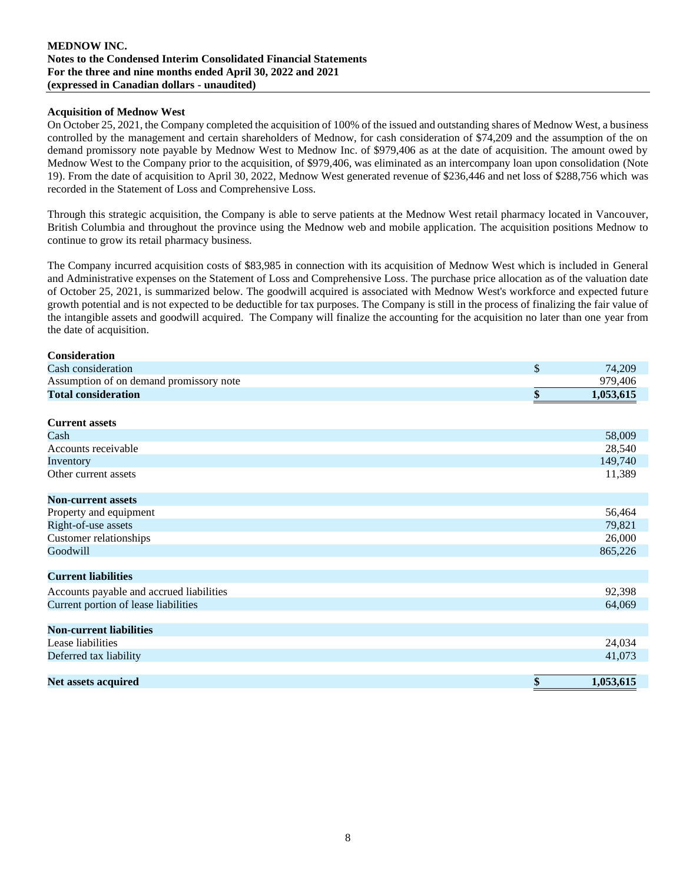**Acquisition of Mednow West**

On October 25, 2021, the Company completed the acquisition of 100% of the issued and outstanding shares of Mednow West, a business controlled by the management and certain shareholders of Mednow, for cash consideration of $74,209 and the assumption of the on demand promissory note payable by Mednow West to Mednow Inc. of $979,406 as at the date of acquisition. The amount owed by Mednow West to the Company prior to the acquisition, of $979,406, was eliminated as an intercompany loan upon consolidation (Note 19). From the date of acquisition to April 30, 2022, Mednow West generated revenue of $236,446 and net loss of $288,756 which was recorded in the Statement of Loss and Comprehensive Loss.

Through this strategic acquisition, the Company is able to serve patients at the Mednow West retail pharmacy located in Vancouver, British Columbia and throughout the province using the Mednow web and mobile application. The acquisition positions Mednow to continue to grow its retail pharmacy business.

The Company incurred acquisition costs of $83,985 in connection with its acquisition of Mednow West which is included in General and Administrative expenses on the Statement of Loss and Comprehensive Loss. The purchase price allocation as of the valuation date of October 25, 2021, is summarized below. The goodwill acquired is associated with Mednow West's workforce and expected future growth potential and is not expected to be deductible for tax purposes. The Company is still in the process of finalizing the fair value of the intangible assets and goodwill acquired. The Company will finalize the accounting for the acquisition no later than one year from the date of acquisition.

| | | |
|---|---|---|
| **Consideration** | | |
| Cash consideration | $ | 74,209 |
| Assumption of on demand promissory note | | 979,406 |
| **Total consideration** | **$** | **1,053,615** |
| | | |
| **Current assets** | | |
| Cash | | 58,009 |
| Accounts receivable | | 28,540 |
| Inventory | | 149,740 |
| Other current assets | | 11,389 |
| | | |
| **Non-current assets** | | |
| Property and equipment | | 56,464 |
| Right-of-use assets | | 79,821 |
| Customer relationships | | 26,000 |
| Goodwill | | 865,226 |
| | | |
| **Current liabilities** | | |
| Accounts payable and accrued liabilities | | 92,398 |
| Current portion of lease liabilities | | 64,069 |
| | | |
| **Non-current liabilities** | | |
| Lease liabilities | | 24,034 |
| Deferred tax liability | | 41,073 |
| | | |
| **Net assets acquired** | **$** | **1,053,615** |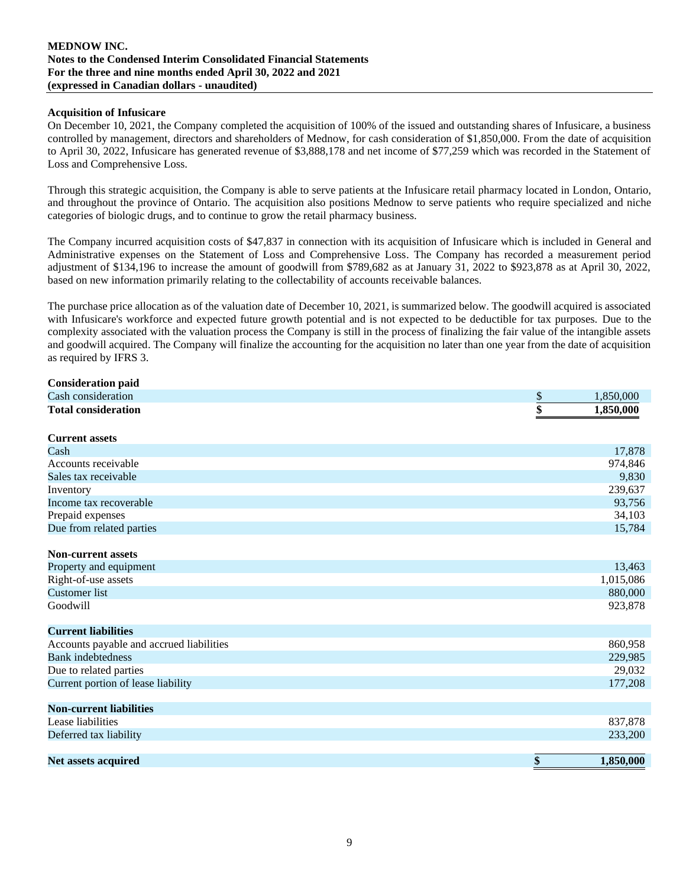### Acquisition of Infusicare

On December 10, 2021, the Company completed the acquisition of 100% of the issued and outstanding shares of Infusicare, a business controlled by management, directors and shareholders of Mednow, for cash consideration of $1,850,000. From the date of acquisition to April 30, 2022, Infusicare has generated revenue of $3,888,178 and net income of $77,259 which was recorded in the Statement of Loss and Comprehensive Loss.

Through this strategic acquisition, the Company is able to serve patients at the Infusicare retail pharmacy located in London, Ontario, and throughout the province of Ontario. The acquisition also positions Mednow to serve patients who require specialized and niche categories of biologic drugs, and to continue to grow the retail pharmacy business.

The Company incurred acquisition costs of $47,837 in connection with its acquisition of Infusicare which is included in General and Administrative expenses on the Statement of Loss and Comprehensive Loss. The Company has recorded a measurement period adjustment of $134,196 to increase the amount of goodwill from $789,682 as at January 31, 2022 to $923,878 as at April 30, 2022, based on new information primarily relating to the collectability of accounts receivable balances.

The purchase price allocation as of the valuation date of December 10, 2021, is summarized below. The goodwill acquired is associated with Infusicare's workforce and expected future growth potential and is not expected to be deductible for tax purposes. Due to the complexity associated with the valuation process the Company is still in the process of finalizing the fair value of the intangible assets and goodwill acquired. The Company will finalize the accounting for the acquisition no later than one year from the date of acquisition as required by IFRS 3.

| | | |
|---|---|---|
| **Consideration paid** | | |
| Cash consideration | $ | 1,850,000 |
| **Total consideration** | **$** | **1,850,000** |
| | | |
| **Current assets** | | |
| Cash | | 17,878 |
| Accounts receivable | | 974,846 |
| Sales tax receivable | | 9,830 |
| Inventory | | 239,637 |
| Income tax recoverable | | 93,756 |
| Prepaid expenses | | 34,103 |
| Due from related parties | | 15,784 |
| | | |
| **Non-current assets** | | |
| Property and equipment | | 13,463 |
| Right-of-use assets | | 1,015,086 |
| Customer list | | 880,000 |
| Goodwill | | 923,878 |
| | | |
| **Current liabilities** | | |
| Accounts payable and accrued liabilities | | 860,958 |
| Bank indebtedness | | 229,985 |
| Due to related parties | | 29,032 |
| Current portion of lease liability | | 177,208 |
| | | |
| **Non-current liabilities** | | |
| Lease liabilities | | 837,878 |
| Deferred tax liability | | 233,200 |
| | | |
| **Net assets acquired** | **$** | **1,850,000** |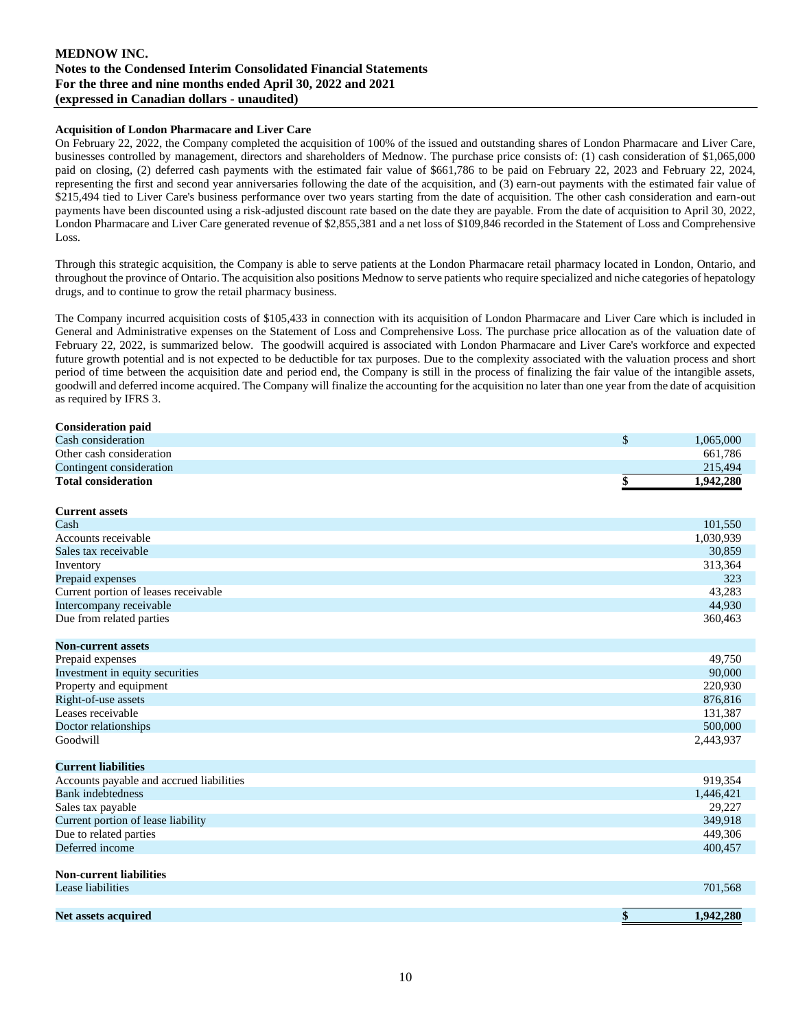**MEDNOW INC.**
**Notes to the Condensed Interim Consolidated Financial Statements**
**For the three and nine months ended April 30, 2022 and 2021**
**(expressed in Canadian dollars - unaudited)**

**Acquisition of London Pharmacare and Liver Care**

On February 22, 2022, the Company completed the acquisition of 100% of the issued and outstanding shares of London Pharmacare and Liver Care, businesses controlled by management, directors and shareholders of Mednow. The purchase price consists of: (1) cash consideration of $1,065,000 paid on closing, (2) deferred cash payments with the estimated fair value of $661,786 to be paid on February 22, 2023 and February 22, 2024, representing the first and second year anniversaries following the date of the acquisition, and (3) earn-out payments with the estimated fair value of $215,494 tied to Liver Care's business performance over two years starting from the date of acquisition. The other cash consideration and earn-out payments have been discounted using a risk-adjusted discount rate based on the date they are payable. From the date of acquisition to April 30, 2022, London Pharmacare and Liver Care generated revenue of $2,855,381 and a net loss of $109,846 recorded in the Statement of Loss and Comprehensive Loss.

Through this strategic acquisition, the Company is able to serve patients at the London Pharmacare retail pharmacy located in London, Ontario, and throughout the province of Ontario. The acquisition also positions Mednow to serve patients who require specialized and niche categories of hepatology drugs, and to continue to grow the retail pharmacy business.

The Company incurred acquisition costs of $105,433 in connection with its acquisition of London Pharmacare and Liver Care which is included in General and Administrative expenses on the Statement of Loss and Comprehensive Loss. The purchase price allocation as of the valuation date of February 22, 2022, is summarized below. The goodwill acquired is associated with London Pharmacare and Liver Care's workforce and expected future growth potential and is not expected to be deductible for tax purposes. Due to the complexity associated with the valuation process and short period of time between the acquisition date and period end, the Company is still in the process of finalizing the fair value of the intangible assets, goodwill and deferred income acquired. The Company will finalize the accounting for the acquisition no later than one year from the date of acquisition as required by IFRS 3.

| | |
|---|---|
| **Consideration paid** | |
| Cash consideration | $ 1,065,000 |
| Other cash consideration | 661,786 |
| Contingent consideration | 215,494 |
| **Total consideration** | **$ 1,942,280** |
| | |
| **Current assets** | |
| Cash | 101,550 |
| Accounts receivable | 1,030,939 |
| Sales tax receivable | 30,859 |
| Inventory | 313,364 |
| Prepaid expenses | 323 |
| Current portion of leases receivable | 43,283 |
| Intercompany receivable | 44,930 |
| Due from related parties | 360,463 |
| | |
| **Non-current assets** | |
| Prepaid expenses | 49,750 |
| Investment in equity securities | 90,000 |
| Property and equipment | 220,930 |
| Right-of-use assets | 876,816 |
| Leases receivable | 131,387 |
| Doctor relationships | 500,000 |
| Goodwill | 2,443,937 |
| | |
| **Current liabilities** | |
| Accounts payable and accrued liabilities | 919,354 |
| Bank indebtedness | 1,446,421 |
| Sales tax payable | 29,227 |
| Current portion of lease liability | 349,918 |
| Due to related parties | 449,306 |
| Deferred income | 400,457 |
| | |
| **Non-current liabilities** | |
| Lease liabilities | 701,568 |
| | |
| **Net assets acquired** | **$ 1,942,280** |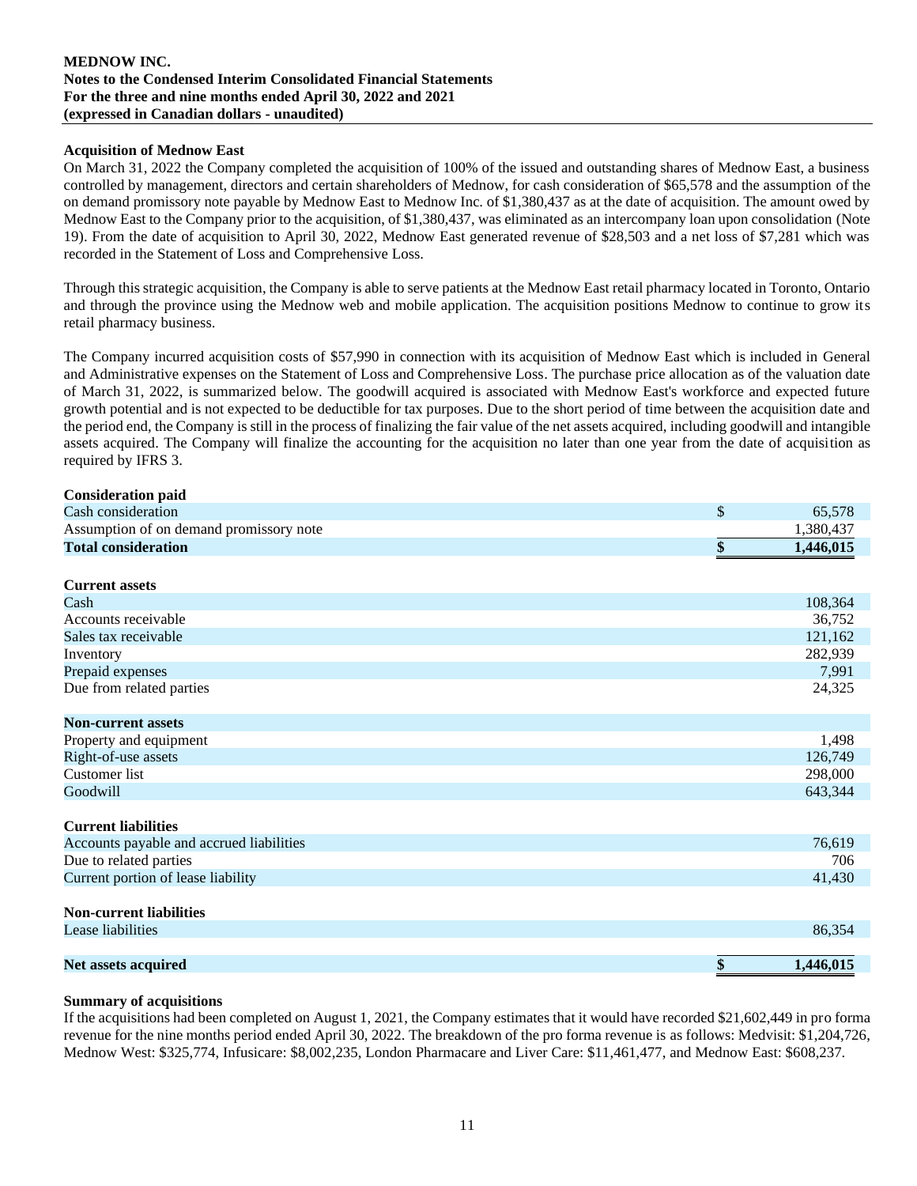### Acquisition of Mednow East

On March 31, 2022 the Company completed the acquisition of 100% of the issued and outstanding shares of Mednow East, a business controlled by management, directors and certain shareholders of Mednow, for cash consideration of $65,578 and the assumption of the on demand promissory note payable by Mednow East to Mednow Inc. of $1,380,437 as at the date of acquisition. The amount owed by Mednow East to the Company prior to the acquisition, of $1,380,437, was eliminated as an intercompany loan upon consolidation (Note 19). From the date of acquisition to April 30, 2022, Mednow East generated revenue of $28,503 and a net loss of $7,281 which was recorded in the Statement of Loss and Comprehensive Loss.

Through this strategic acquisition, the Company is able to serve patients at the Mednow East retail pharmacy located in Toronto, Ontario and through the province using the Mednow web and mobile application. The acquisition positions Mednow to continue to grow its retail pharmacy business.

The Company incurred acquisition costs of $57,990 in connection with its acquisition of Mednow East which is included in General and Administrative expenses on the Statement of Loss and Comprehensive Loss. The purchase price allocation as of the valuation date of March 31, 2022, is summarized below. The goodwill acquired is associated with Mednow East's workforce and expected future growth potential and is not expected to be deductible for tax purposes. Due to the short period of time between the acquisition date and the period end, the Company is still in the process of finalizing the fair value of the net assets acquired, including goodwill and intangible assets acquired. The Company will finalize the accounting for the acquisition no later than one year from the date of acquisition as required by IFRS 3.

| | |
|---|---|
| **Consideration paid** | |
| Cash consideration | $ 65,578 |
| Assumption of on demand promissory note | 1,380,437 |
| **Total consideration** | **$ 1,446,015** |
| | |
| **Current assets** | |
| Cash | 108,364 |
| Accounts receivable | 36,752 |
| Sales tax receivable | 121,162 |
| Inventory | 282,939 |
| Prepaid expenses | 7,991 |
| Due from related parties | 24,325 |
| | |
| **Non-current assets** | |
| Property and equipment | 1,498 |
| Right-of-use assets | 126,749 |
| Customer list | 298,000 |
| Goodwill | 643,344 |
| | |
| **Current liabilities** | |
| Accounts payable and accrued liabilities | 76,619 |
| Due to related parties | 706 |
| Current portion of lease liability | 41,430 |
| | |
| **Non-current liabilities** | |
| Lease liabilities | 86,354 |
| | |
| **Net assets acquired** | **$ 1,446,015** |

### Summary of acquisitions

If the acquisitions had been completed on August 1, 2021, the Company estimates that it would have recorded $21,602,449 in pro forma revenue for the nine months period ended April 30, 2022. The breakdown of the pro forma revenue is as follows: Medvisit: $1,204,726, Mednow West: $325,774, Infusicare: $8,002,235, London Pharmacare and Liver Care: $11,461,477, and Mednow East: $608,237.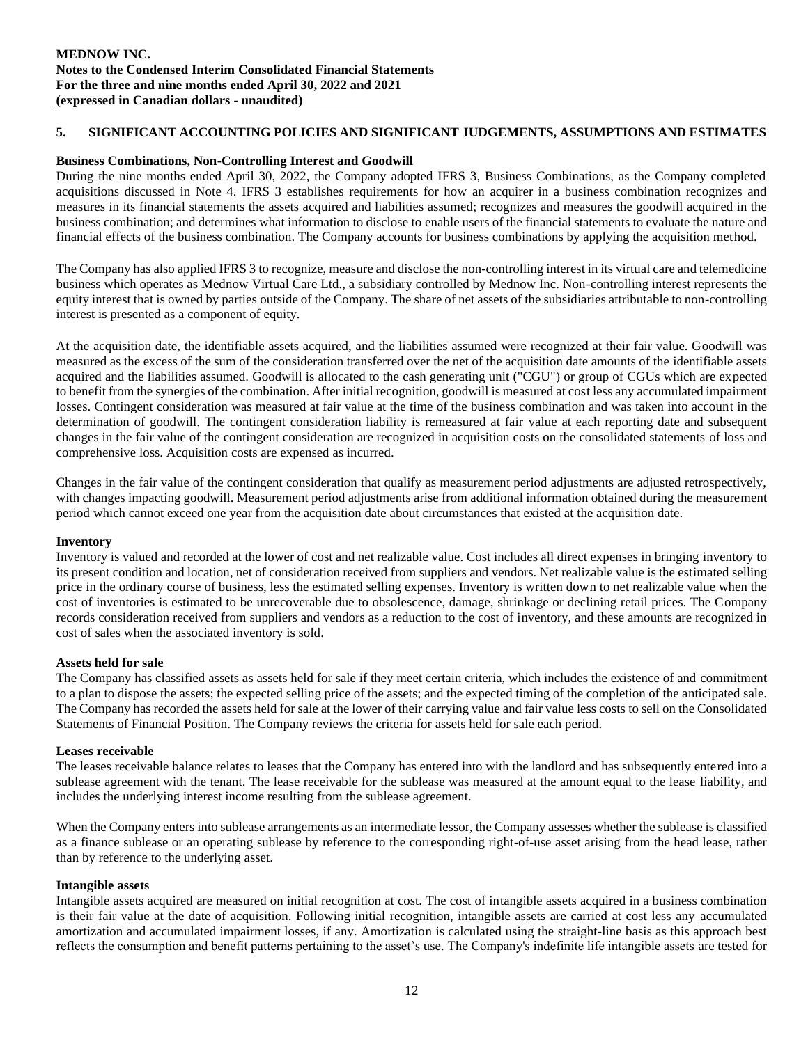## 5. SIGNIFICANT ACCOUNTING POLICIES AND SIGNIFICANT JUDGEMENTS, ASSUMPTIONS AND ESTIMATES

**Business Combinations, Non-Controlling Interest and Goodwill**

During the nine months ended April 30, 2022, the Company adopted IFRS 3, Business Combinations, as the Company completed acquisitions discussed in Note 4. IFRS 3 establishes requirements for how an acquirer in a business combination recognizes and measures in its financial statements the assets acquired and liabilities assumed; recognizes and measures the goodwill acquired in the business combination; and determines what information to disclose to enable users of the financial statements to evaluate the nature and financial effects of the business combination. The Company accounts for business combinations by applying the acquisition method.

The Company has also applied IFRS 3 to recognize, measure and disclose the non-controlling interest in its virtual care and telemedicine business which operates as Mednow Virtual Care Ltd., a subsidiary controlled by Mednow Inc. Non-controlling interest represents the equity interest that is owned by parties outside of the Company. The share of net assets of the subsidiaries attributable to non-controlling interest is presented as a component of equity.

At the acquisition date, the identifiable assets acquired, and the liabilities assumed were recognized at their fair value. Goodwill was measured as the excess of the sum of the consideration transferred over the net of the acquisition date amounts of the identifiable assets acquired and the liabilities assumed. Goodwill is allocated to the cash generating unit ("CGU") or group of CGUs which are expected to benefit from the synergies of the combination. After initial recognition, goodwill is measured at cost less any accumulated impairment losses. Contingent consideration was measured at fair value at the time of the business combination and was taken into account in the determination of goodwill. The contingent consideration liability is remeasured at fair value at each reporting date and subsequent changes in the fair value of the contingent consideration are recognized in acquisition costs on the consolidated statements of loss and comprehensive loss. Acquisition costs are expensed as incurred.

Changes in the fair value of the contingent consideration that qualify as measurement period adjustments are adjusted retrospectively, with changes impacting goodwill. Measurement period adjustments arise from additional information obtained during the measurement period which cannot exceed one year from the acquisition date about circumstances that existed at the acquisition date.

**Inventory**

Inventory is valued and recorded at the lower of cost and net realizable value. Cost includes all direct expenses in bringing inventory to its present condition and location, net of consideration received from suppliers and vendors. Net realizable value is the estimated selling price in the ordinary course of business, less the estimated selling expenses. Inventory is written down to net realizable value when the cost of inventories is estimated to be unrecoverable due to obsolescence, damage, shrinkage or declining retail prices. The Company records consideration received from suppliers and vendors as a reduction to the cost of inventory, and these amounts are recognized in cost of sales when the associated inventory is sold.

**Assets held for sale**

The Company has classified assets as assets held for sale if they meet certain criteria, which includes the existence of and commitment to a plan to dispose the assets; the expected selling price of the assets; and the expected timing of the completion of the anticipated sale. The Company has recorded the assets held for sale at the lower of their carrying value and fair value less costs to sell on the Consolidated Statements of Financial Position. The Company reviews the criteria for assets held for sale each period.

**Leases receivable**

The leases receivable balance relates to leases that the Company has entered into with the landlord and has subsequently entered into a sublease agreement with the tenant. The lease receivable for the sublease was measured at the amount equal to the lease liability, and includes the underlying interest income resulting from the sublease agreement.

When the Company enters into sublease arrangements as an intermediate lessor, the Company assesses whether the sublease is classified as a finance sublease or an operating sublease by reference to the corresponding right-of-use asset arising from the head lease, rather than by reference to the underlying asset.

**Intangible assets**

Intangible assets acquired are measured on initial recognition at cost. The cost of intangible assets acquired in a business combination is their fair value at the date of acquisition. Following initial recognition, intangible assets are carried at cost less any accumulated amortization and accumulated impairment losses, if any. Amortization is calculated using the straight-line basis as this approach best reflects the consumption and benefit patterns pertaining to the asset's use. The Company's indefinite life intangible assets are tested for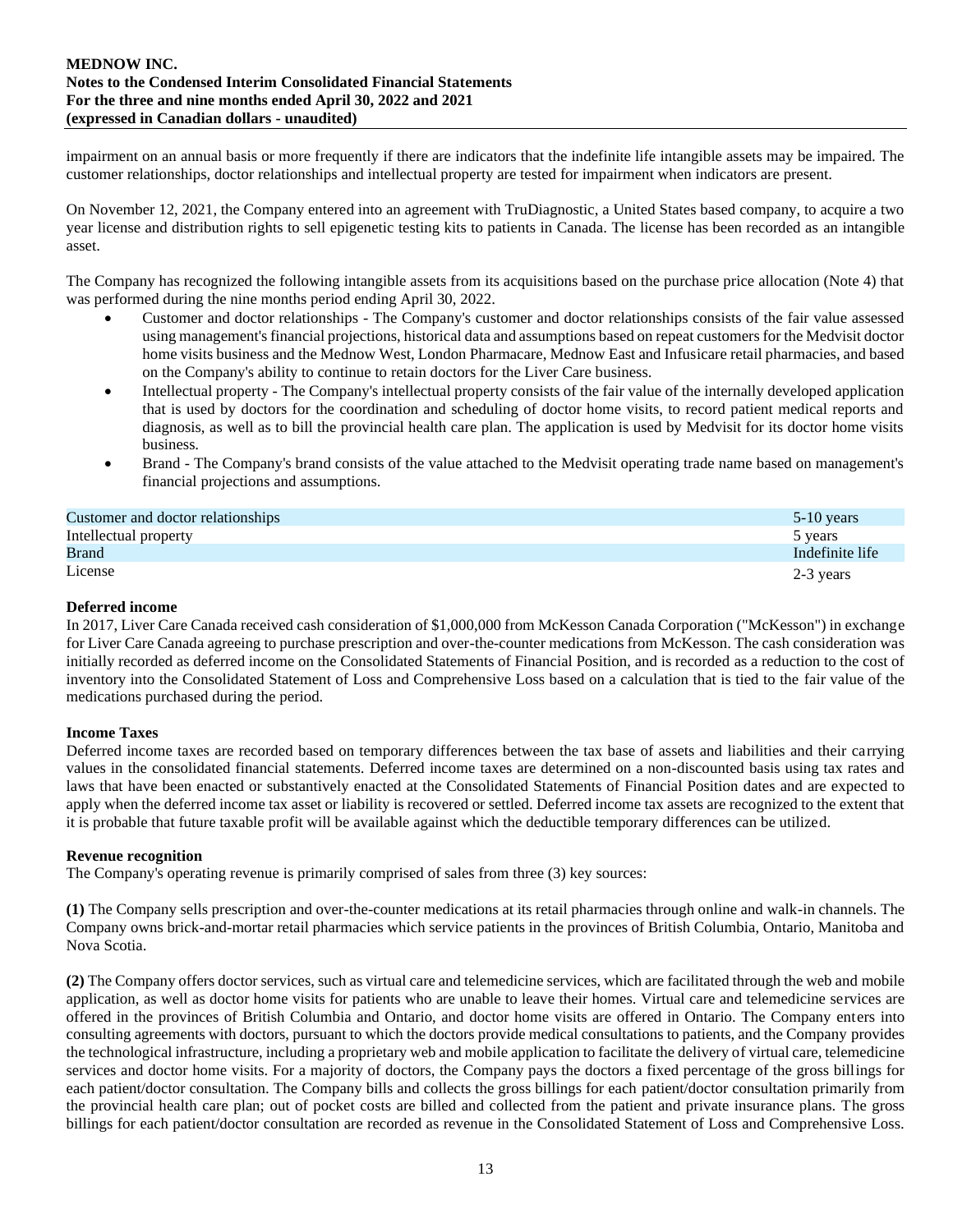impairment on an annual basis or more frequently if there are indicators that the indefinite life intangible assets may be impaired. The customer relationships, doctor relationships and intellectual property are tested for impairment when indicators are present.

On November 12, 2021, the Company entered into an agreement with TruDiagnostic, a United States based company, to acquire a two year license and distribution rights to sell epigenetic testing kits to patients in Canada. The license has been recorded as an intangible asset.

The Company has recognized the following intangible assets from its acquisitions based on the purchase price allocation (Note 4) that was performed during the nine months period ending April 30, 2022.

- Customer and doctor relationships - The Company's customer and doctor relationships consists of the fair value assessed using management's financial projections, historical data and assumptions based on repeat customers for the Medvisit doctor home visits business and the Mednow West, London Pharmacare, Mednow East and Infusicare retail pharmacies, and based on the Company's ability to continue to retain doctors for the Liver Care business.
- Intellectual property - The Company's intellectual property consists of the fair value of the internally developed application that is used by doctors for the coordination and scheduling of doctor home visits, to record patient medical reports and diagnosis, as well as to bill the provincial health care plan. The application is used by Medvisit for its doctor home visits business.
- Brand - The Company's brand consists of the value attached to the Medvisit operating trade name based on management's financial projections and assumptions.

| | |
|---|---|
| Customer and doctor relationships | 5-10 years |
| Intellectual property | 5 years |
| Brand | Indefinite life |
| License | 2-3 years |

**Deferred income**

In 2017, Liver Care Canada received cash consideration of $1,000,000 from McKesson Canada Corporation ("McKesson") in exchange for Liver Care Canada agreeing to purchase prescription and over-the-counter medications from McKesson. The cash consideration was initially recorded as deferred income on the Consolidated Statements of Financial Position, and is recorded as a reduction to the cost of inventory into the Consolidated Statement of Loss and Comprehensive Loss based on a calculation that is tied to the fair value of the medications purchased during the period.

**Income Taxes**

Deferred income taxes are recorded based on temporary differences between the tax base of assets and liabilities and their carrying values in the consolidated financial statements. Deferred income taxes are determined on a non-discounted basis using tax rates and laws that have been enacted or substantively enacted at the Consolidated Statements of Financial Position dates and are expected to apply when the deferred income tax asset or liability is recovered or settled. Deferred income tax assets are recognized to the extent that it is probable that future taxable profit will be available against which the deductible temporary differences can be utilized.

**Revenue recognition**

The Company's operating revenue is primarily comprised of sales from three (3) key sources:

**(1)** The Company sells prescription and over-the-counter medications at its retail pharmacies through online and walk-in channels. The Company owns brick-and-mortar retail pharmacies which service patients in the provinces of British Columbia, Ontario, Manitoba and Nova Scotia.

**(2)** The Company offers doctor services, such as virtual care and telemedicine services, which are facilitated through the web and mobile application, as well as doctor home visits for patients who are unable to leave their homes. Virtual care and telemedicine services are offered in the provinces of British Columbia and Ontario, and doctor home visits are offered in Ontario. The Company enters into consulting agreements with doctors, pursuant to which the doctors provide medical consultations to patients, and the Company provides the technological infrastructure, including a proprietary web and mobile application to facilitate the delivery of virtual care, telemedicine services and doctor home visits. For a majority of doctors, the Company pays the doctors a fixed percentage of the gross billings for each patient/doctor consultation. The Company bills and collects the gross billings for each patient/doctor consultation primarily from the provincial health care plan; out of pocket costs are billed and collected from the patient and private insurance plans. The gross billings for each patient/doctor consultation are recorded as revenue in the Consolidated Statement of Loss and Comprehensive Loss.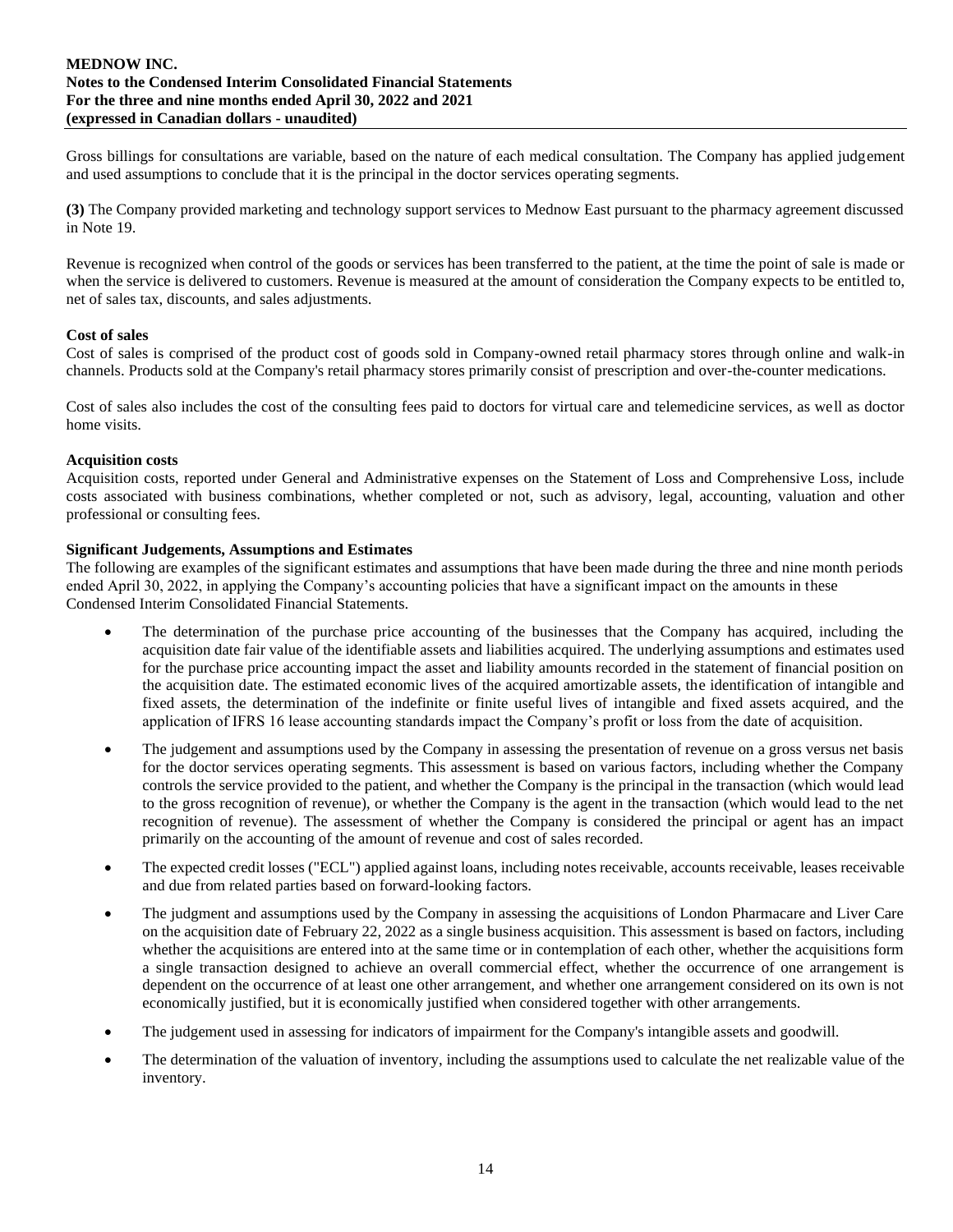Gross billings for consultations are variable, based on the nature of each medical consultation. The Company has applied judgement and used assumptions to conclude that it is the principal in the doctor services operating segments.

**(3)** The Company provided marketing and technology support services to Mednow East pursuant to the pharmacy agreement discussed in Note 19.

Revenue is recognized when control of the goods or services has been transferred to the patient, at the time the point of sale is made or when the service is delivered to customers. Revenue is measured at the amount of consideration the Company expects to be entitled to, net of sales tax, discounts, and sales adjustments.

**Cost of sales**

Cost of sales is comprised of the product cost of goods sold in Company-owned retail pharmacy stores through online and walk-in channels. Products sold at the Company's retail pharmacy stores primarily consist of prescription and over-the-counter medications.

Cost of sales also includes the cost of the consulting fees paid to doctors for virtual care and telemedicine services, as well as doctor home visits.

**Acquisition costs**

Acquisition costs, reported under General and Administrative expenses on the Statement of Loss and Comprehensive Loss, include costs associated with business combinations, whether completed or not, such as advisory, legal, accounting, valuation and other professional or consulting fees.

**Significant Judgements, Assumptions and Estimates**

The following are examples of the significant estimates and assumptions that have been made during the three and nine month periods ended April 30, 2022, in applying the Company's accounting policies that have a significant impact on the amounts in these Condensed Interim Consolidated Financial Statements.

- The determination of the purchase price accounting of the businesses that the Company has acquired, including the acquisition date fair value of the identifiable assets and liabilities acquired. The underlying assumptions and estimates used for the purchase price accounting impact the asset and liability amounts recorded in the statement of financial position on the acquisition date. The estimated economic lives of the acquired amortizable assets, the identification of intangible and fixed assets, the determination of the indefinite or finite useful lives of intangible and fixed assets acquired, and the application of IFRS 16 lease accounting standards impact the Company's profit or loss from the date of acquisition.
- The judgement and assumptions used by the Company in assessing the presentation of revenue on a gross versus net basis for the doctor services operating segments. This assessment is based on various factors, including whether the Company controls the service provided to the patient, and whether the Company is the principal in the transaction (which would lead to the gross recognition of revenue), or whether the Company is the agent in the transaction (which would lead to the net recognition of revenue). The assessment of whether the Company is considered the principal or agent has an impact primarily on the accounting of the amount of revenue and cost of sales recorded.
- The expected credit losses ("ECL") applied against loans, including notes receivable, accounts receivable, leases receivable and due from related parties based on forward-looking factors.
- The judgment and assumptions used by the Company in assessing the acquisitions of London Pharmacare and Liver Care on the acquisition date of February 22, 2022 as a single business acquisition. This assessment is based on factors, including whether the acquisitions are entered into at the same time or in contemplation of each other, whether the acquisitions form a single transaction designed to achieve an overall commercial effect, whether the occurrence of one arrangement is dependent on the occurrence of at least one other arrangement, and whether one arrangement considered on its own is not economically justified, but it is economically justified when considered together with other arrangements.
- The judgement used in assessing for indicators of impairment for the Company's intangible assets and goodwill.
- The determination of the valuation of inventory, including the assumptions used to calculate the net realizable value of the inventory.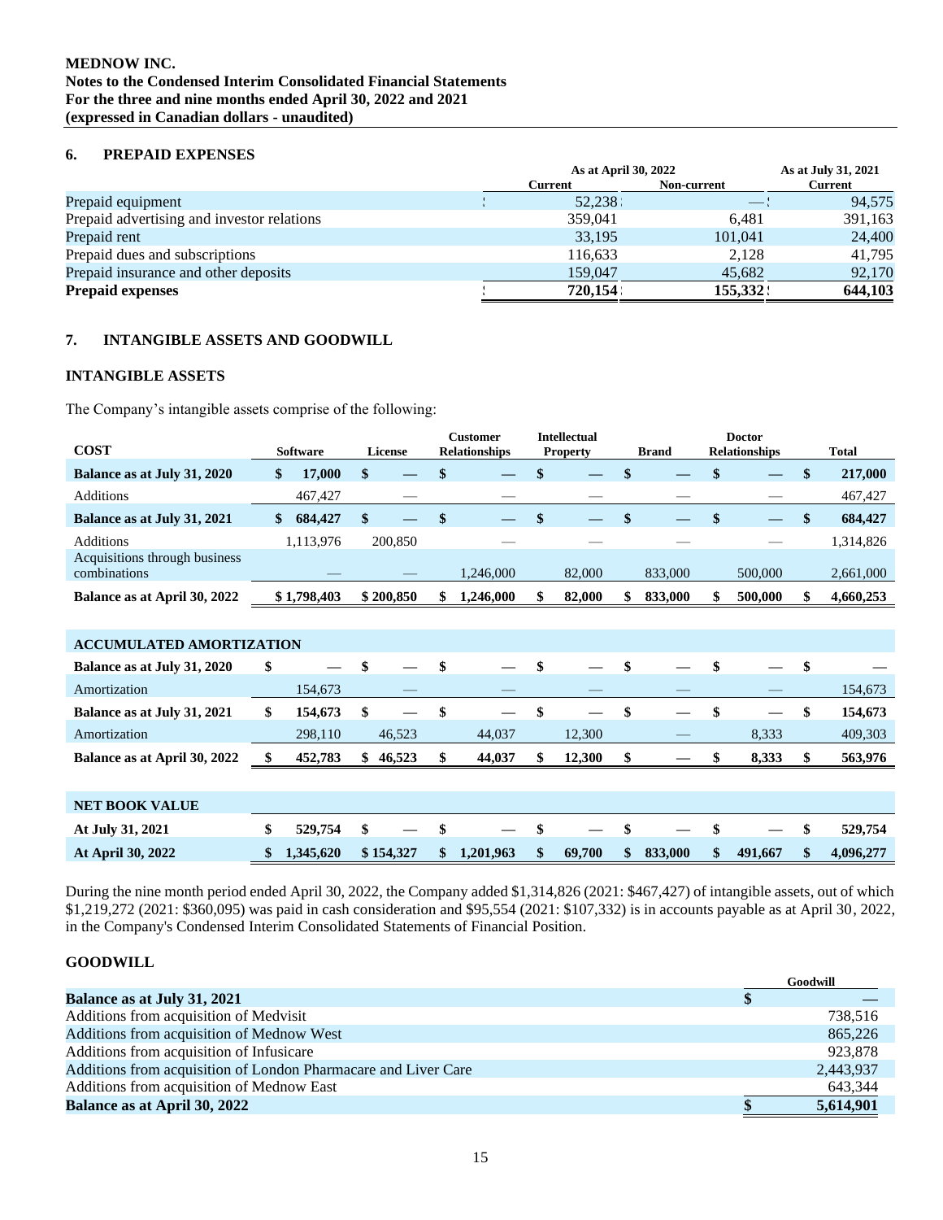**MEDNOW INC.**
**Notes to the Condensed Interim Consolidated Financial Statements**
**For the three and nine months ended April 30, 2022 and 2021**
**(expressed in Canadian dollars - unaudited)**

## 6. PREPAID EXPENSES

| | As at April 30, 2022 | | As at July 31, 2021 |
|---|---|---|---|
| | Current | Non-current | Current |
| Prepaid equipment | 52,238 | — | 94,575 |
| Prepaid advertising and investor relations | 359,041 | 6,481 | 391,163 |
| Prepaid rent | 33,195 | 101,041 | 24,400 |
| Prepaid dues and subscriptions | 116,633 | 2,128 | 41,795 |
| Prepaid insurance and other deposits | 159,047 | 45,682 | 92,170 |
| **Prepaid expenses** | **720,154** | **155,332** | **644,103** |

## 7. INTANGIBLE ASSETS AND GOODWILL

### INTANGIBLE ASSETS

The Company's intangible assets comprise of the following:

| COST | Software | License | Customer Relationships | Intellectual Property | Brand | Doctor Relationships | Total |
|---|---|---|---|---|---|---|---|
| **Balance as at July 31, 2020** | **$ 17,000** | **$ —** | **$ —** | **$ —** | **$ —** | **$ —** | **$ 217,000** |
| Additions | 467,427 | — | — | — | — | — | 467,427 |
| **Balance as at July 31, 2021** | **$ 684,427** | **$ —** | **$ —** | **$ —** | **$ —** | **$ —** | **$ 684,427** |
| Additions | 1,113,976 | 200,850 | — | — | — | — | 1,314,826 |
| Acquisitions through business combinations | — | — | 1,246,000 | 82,000 | 833,000 | 500,000 | 2,661,000 |
| **Balance as at April 30, 2022** | **$ 1,798,403** | **$ 200,850** | **$ 1,246,000** | **$ 82,000** | **$ 833,000** | **$ 500,000** | **$ 4,660,253** |
| **ACCUMULATED AMORTIZATION** | | | | | | | |
| **Balance as at July 31, 2020** | **$ —** | **$ —** | **$ —** | **$ —** | **$ —** | **$ —** | **$ —** |
| Amortization | 154,673 | — | — | — | — | — | 154,673 |
| **Balance as at July 31, 2021** | **$ 154,673** | **$ —** | **$ —** | **$ —** | **$ —** | **$ —** | **$ 154,673** |
| Amortization | 298,110 | 46,523 | 44,037 | 12,300 | — | 8,333 | 409,303 |
| **Balance as at April 30, 2022** | **$ 452,783** | **$ 46,523** | **$ 44,037** | **$ 12,300** | **$ —** | **$ 8,333** | **$ 563,976** |
| **NET BOOK VALUE** | | | | | | | |
| **At July 31, 2021** | **$ 529,754** | **$ —** | **$ —** | **$ —** | **$ —** | **$ —** | **$ 529,754** |
| **At April 30, 2022** | **$ 1,345,620** | **$ 154,327** | **$ 1,201,963** | **$ 69,700** | **$ 833,000** | **$ 491,667** | **$ 4,096,277** |

During the nine month period ended April 30, 2022, the Company added $1,314,826 (2021: $467,427) of intangible assets, out of which $1,219,272 (2021: $360,095) was paid in cash consideration and $95,554 (2021: $107,332) is in accounts payable as at April 30, 2022, in the Company's Condensed Interim Consolidated Statements of Financial Position.

### GOODWILL

| | Goodwill |
|---|---|
| **Balance as at July 31, 2021** | **$ —** |
| Additions from acquisition of Medvisit | 738,516 |
| Additions from acquisition of Mednow West | 865,226 |
| Additions from acquisition of Infusicare | 923,878 |
| Additions from acquisition of London Pharmacare and Liver Care | 2,443,937 |
| Additions from acquisition of Mednow East | 643,344 |
| **Balance as at April 30, 2022** | **$ 5,614,901** |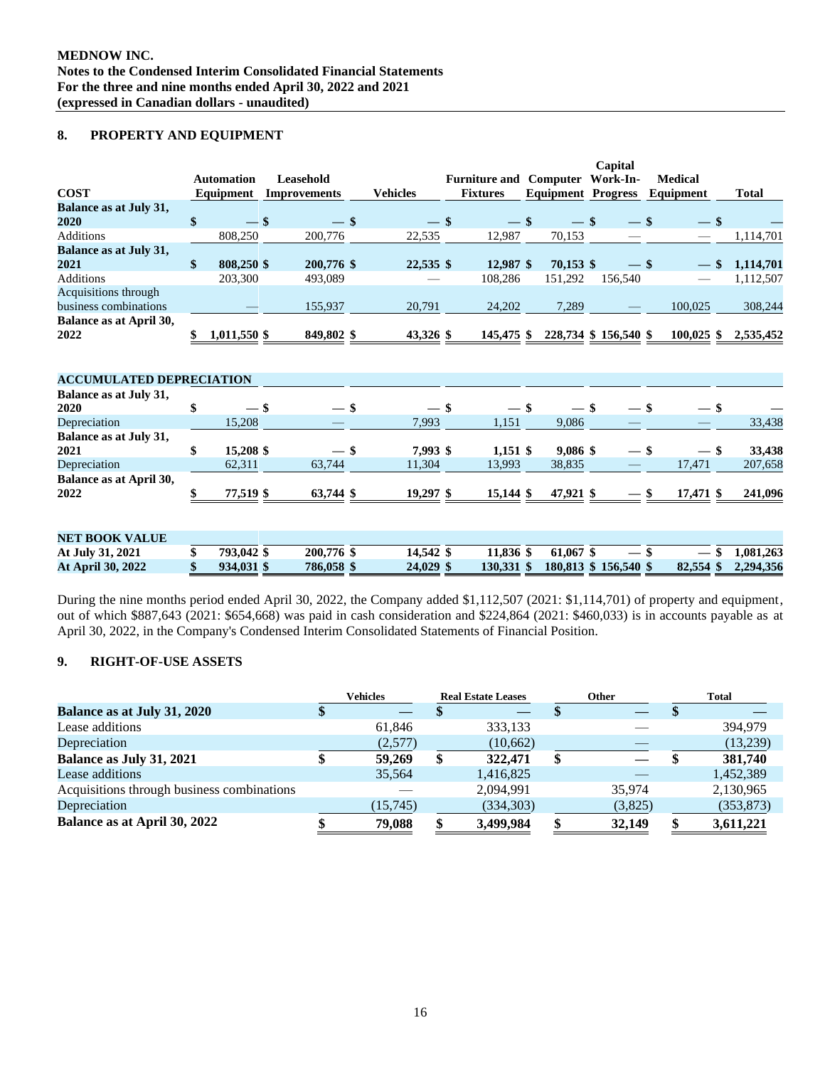## 8. PROPERTY AND EQUIPMENT

| COST | Automation Equipment | Leasehold Improvements | Vehicles | Furniture and Fixtures | Computer Equipment | Capital Work-In-Progress | Medical Equipment | Total |
|---|---|---|---|---|---|---|---|---|
| **Balance as at July 31, 2020** | **$ —** | **$ —** | **$ —** | **$ —** | **$ —** | **$ —** | **$ —** | **$ —** |
| Additions | 808,250 | 200,776 | 22,535 | 12,987 | 70,153 | — | — | 1,114,701 |
| **Balance as at July 31, 2021** | **$ 808,250** | **$ 200,776** | **$ 22,535** | **$ 12,987** | **$ 70,153** | **$ —** | **$ —** | **$ 1,114,701** |
| Additions | 203,300 | 493,089 | — | 108,286 | 151,292 | 156,540 | — | 1,112,507 |
| Acquisitions through business combinations | — | 155,937 | 20,791 | 24,202 | 7,289 | — | 100,025 | 308,244 |
| **Balance as at April 30, 2022** | **$ 1,011,550** | **$ 849,802** | **$ 43,326** | **$ 145,475** | **$ 228,734** | **$ 156,540** | **$ 100,025** | **$ 2,535,452** |
| **ACCUMULATED DEPRECIATION** | | | | | | | | |
| **Balance as at July 31, 2020** | **$ —** | **$ —** | **$ —** | **$ —** | **$ —** | **$ —** | **$ —** | **$ —** |
| Depreciation | 15,208 | — | 7,993 | 1,151 | 9,086 | — | — | 33,438 |
| **Balance as at July 31, 2021** | **$ 15,208** | **$ —** | **$ 7,993** | **$ 1,151** | **$ 9,086** | **$ —** | **$ —** | **$ 33,438** |
| Depreciation | 62,311 | 63,744 | 11,304 | 13,993 | 38,835 | — | 17,471 | 207,658 |
| **Balance as at April 30, 2022** | **$ 77,519** | **$ 63,744** | **$ 19,297** | **$ 15,144** | **$ 47,921** | **$ —** | **$ 17,471** | **$ 241,096** |
| **NET BOOK VALUE** | | | | | | | | |
| **At July 31, 2021** | **$ 793,042** | **$ 200,776** | **$ 14,542** | **$ 11,836** | **$ 61,067** | **$ —** | **$ —** | **$ 1,081,263** |
| **At April 30, 2022** | **$ 934,031** | **$ 786,058** | **$ 24,029** | **$ 130,331** | **$ 180,813** | **$ 156,540** | **$ 82,554** | **$ 2,294,356** |

During the nine months period ended April 30, 2022, the Company added $1,112,507 (2021: $1,114,701) of property and equipment, out of which $887,643 (2021: $654,668) was paid in cash consideration and $224,864 (2021: $460,033) is in accounts payable as at April 30, 2022, in the Company's Condensed Interim Consolidated Statements of Financial Position.

## 9. RIGHT-OF-USE ASSETS

| | Vehicles | Real Estate Leases | Other | Total |
|---|---|---|---|---|
| **Balance as at July 31, 2020** | **$ —** | **$ —** | **$ —** | **$ —** |
| Lease additions | 61,846 | 333,133 | — | 394,979 |
| Depreciation | (2,577) | (10,662) | — | (13,239) |
| **Balance as July 31, 2021** | **$ 59,269** | **$ 322,471** | **$ —** | **$ 381,740** |
| Lease additions | 35,564 | 1,416,825 | — | 1,452,389 |
| Acquisitions through business combinations | — | 2,094,991 | 35,974 | 2,130,965 |
| Depreciation | (15,745) | (334,303) | (3,825) | (353,873) |
| **Balance as at April 30, 2022** | **$ 79,088** | **$ 3,499,984** | **$ 32,149** | **$ 3,611,221** |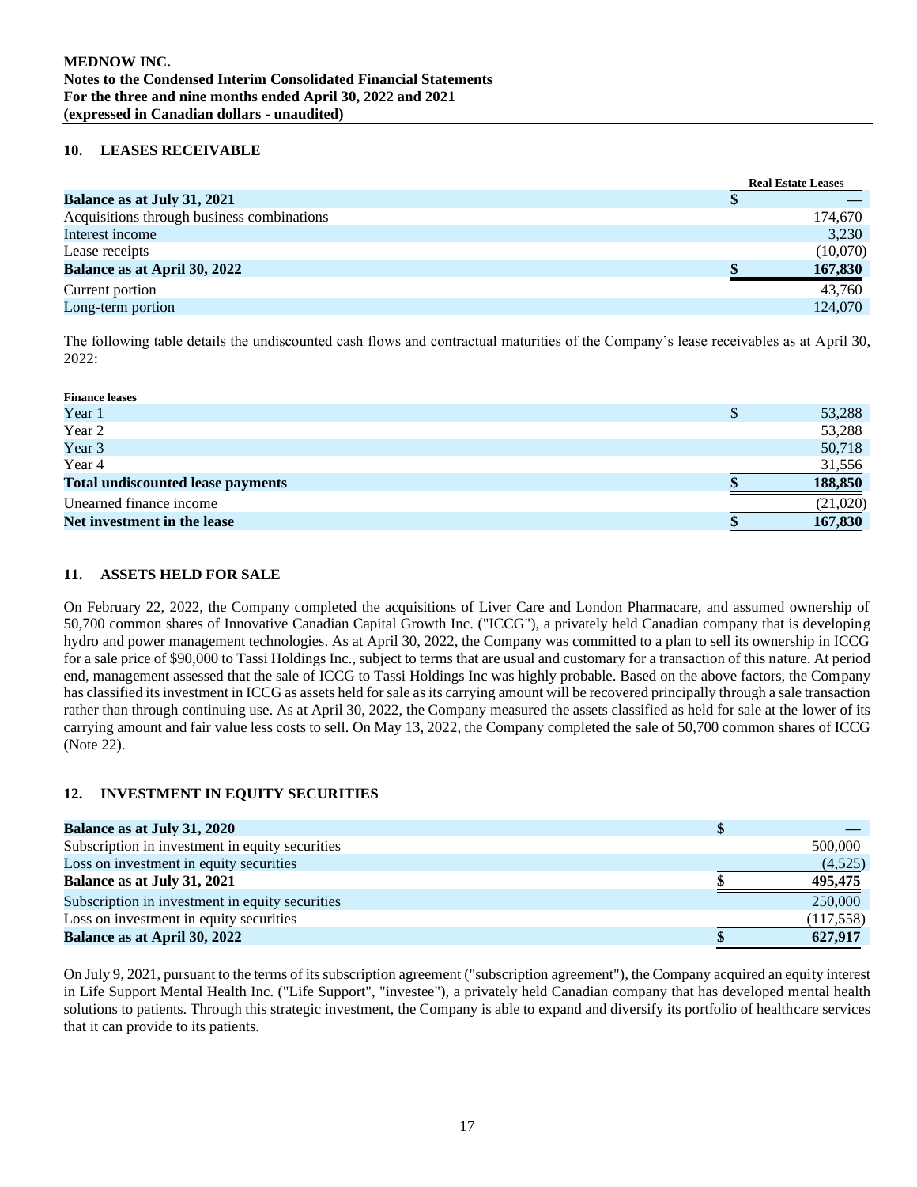## 10. LEASES RECEIVABLE

| | Real Estate Leases |
|---|---|
| **Balance as at July 31, 2021** | **$ —** |
| Acquisitions through business combinations | 174,670 |
| Interest income | 3,230 |
| Lease receipts | (10,070) |
| **Balance as at April 30, 2022** | **$ 167,830** |
| Current portion | 43,760 |
| Long-term portion | 124,070 |

The following table details the undiscounted cash flows and contractual maturities of the Company's lease receivables as at April 30, 2022:

| **Finance leases** | |
|---|---|
| Year 1 | $ 53,288 |
| Year 2 | 53,288 |
| Year 3 | 50,718 |
| Year 4 | 31,556 |
| **Total undiscounted lease payments** | **$ 188,850** |
| Unearned finance income | (21,020) |
| **Net investment in the lease** | **$ 167,830** |

## 11. ASSETS HELD FOR SALE

On February 22, 2022, the Company completed the acquisitions of Liver Care and London Pharmacare, and assumed ownership of 50,700 common shares of Innovative Canadian Capital Growth Inc. ("ICCG"), a privately held Canadian company that is developing hydro and power management technologies. As at April 30, 2022, the Company was committed to a plan to sell its ownership in ICCG for a sale price of $90,000 to Tassi Holdings Inc., subject to terms that are usual and customary for a transaction of this nature. At period end, management assessed that the sale of ICCG to Tassi Holdings Inc was highly probable. Based on the above factors, the Company has classified its investment in ICCG as assets held for sale as its carrying amount will be recovered principally through a sale transaction rather than through continuing use. As at April 30, 2022, the Company measured the assets classified as held for sale at the lower of its carrying amount and fair value less costs to sell. On May 13, 2022, the Company completed the sale of 50,700 common shares of ICCG (Note 22).

## 12. INVESTMENT IN EQUITY SECURITIES

| | |
|---|---|
| **Balance as at July 31, 2020** | **$ —** |
| Subscription in investment in equity securities | 500,000 |
| Loss on investment in equity securities | (4,525) |
| **Balance as at July 31, 2021** | **$ 495,475** |
| Subscription in investment in equity securities | 250,000 |
| Loss on investment in equity securities | (117,558) |
| **Balance as at April 30, 2022** | **$ 627,917** |

On July 9, 2021, pursuant to the terms of its subscription agreement ("subscription agreement"), the Company acquired an equity interest in Life Support Mental Health Inc. ("Life Support", "investee"), a privately held Canadian company that has developed mental health solutions to patients. Through this strategic investment, the Company is able to expand and diversify its portfolio of healthcare services that it can provide to its patients.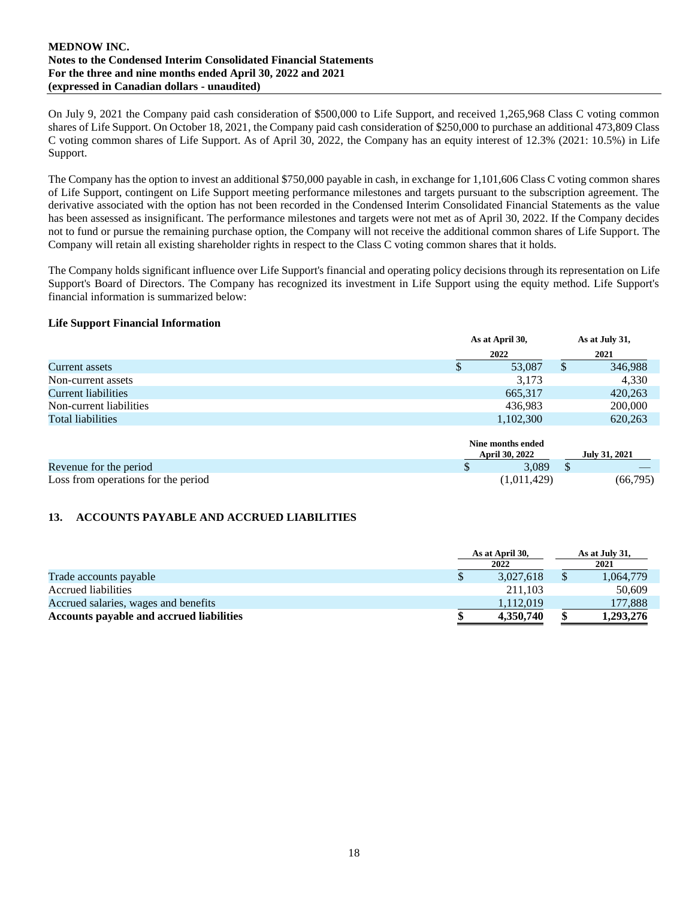On July 9, 2021 the Company paid cash consideration of $500,000 to Life Support, and received 1,265,968 Class C voting common shares of Life Support. On October 18, 2021, the Company paid cash consideration of $250,000 to purchase an additional 473,809 Class C voting common shares of Life Support. As of April 30, 2022, the Company has an equity interest of 12.3% (2021: 10.5%) in Life Support.

The Company has the option to invest an additional $750,000 payable in cash, in exchange for 1,101,606 Class C voting common shares of Life Support, contingent on Life Support meeting performance milestones and targets pursuant to the subscription agreement. The derivative associated with the option has not been recorded in the Condensed Interim Consolidated Financial Statements as the value has been assessed as insignificant. The performance milestones and targets were not met as of April 30, 2022. If the Company decides not to fund or pursue the remaining purchase option, the Company will not receive the additional common shares of Life Support. The Company will retain all existing shareholder rights in respect to the Class C voting common shares that it holds.

The Company holds significant influence over Life Support's financial and operating policy decisions through its representation on Life Support's Board of Directors. The Company has recognized its investment in Life Support using the equity method. Life Support's financial information is summarized below:

**Life Support Financial Information**

| | As at April 30, 2022 | As at July 31, 2021 |
|---|---|---|
| Current assets | $ 53,087 | $ 346,988 |
| Non-current assets | 3,173 | 4,330 |
| Current liabilities | 665,317 | 420,263 |
| Non-current liabilities | 436,983 | 200,000 |
| Total liabilities | 1,102,300 | 620,263 |

| | Nine months ended April 30, 2022 | July 31, 2021 |
|---|---|---|
| Revenue for the period | $ 3,089 | $ — |
| Loss from operations for the period | (1,011,429) | (66,795) |

## 13. ACCOUNTS PAYABLE AND ACCRUED LIABILITIES

| | As at April 30, 2022 | As at July 31, 2021 |
|---|---|---|
| Trade accounts payable | $ 3,027,618 | $ 1,064,779 |
| Accrued liabilities | 211,103 | 50,609 |
| Accrued salaries, wages and benefits | 1,112,019 | 177,888 |
| **Accounts payable and accrued liabilities** | **$ 4,350,740** | **$ 1,293,276** |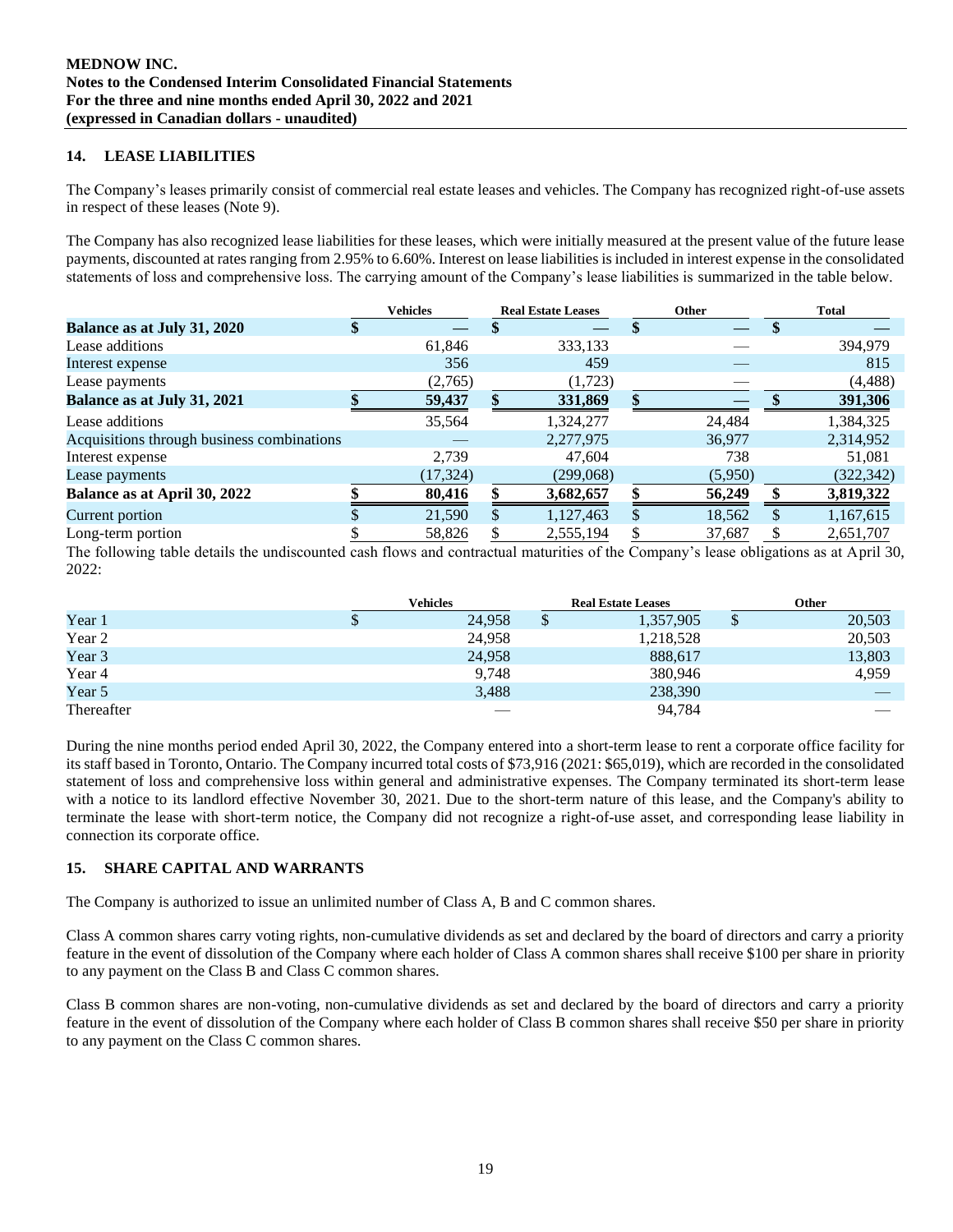## 14. LEASE LIABILITIES

The Company's leases primarily consist of commercial real estate leases and vehicles. The Company has recognized right-of-use assets in respect of these leases (Note 9).

The Company has also recognized lease liabilities for these leases, which were initially measured at the present value of the future lease payments, discounted at rates ranging from 2.95% to 6.60%. Interest on lease liabilities is included in interest expense in the consolidated statements of loss and comprehensive loss. The carrying amount of the Company's lease liabilities is summarized in the table below.

| | Vehicles | Real Estate Leases | Other | Total |
|---|---|---|---|---|
| **Balance as at July 31, 2020** | **$ —** | **$ —** | **$ —** | **$ —** |
| Lease additions | 61,846 | 333,133 | — | 394,979 |
| Interest expense | 356 | 459 | — | 815 |
| Lease payments | (2,765) | (1,723) | — | (4,488) |
| **Balance as at July 31, 2021** | **$ 59,437** | **$ 331,869** | **$ —** | **$ 391,306** |
| Lease additions | 35,564 | 1,324,277 | 24,484 | 1,384,325 |
| Acquisitions through business combinations | — | 2,277,975 | 36,977 | 2,314,952 |
| Interest expense | 2,739 | 47,604 | 738 | 51,081 |
| Lease payments | (17,324) | (299,068) | (5,950) | (322,342) |
| **Balance as at April 30, 2022** | **$ 80,416** | **$ 3,682,657** | **$ 56,249** | **$ 3,819,322** |
| Current portion | $ 21,590 | $ 1,127,463 | $ 18,562 | $ 1,167,615 |
| Long-term portion | $ 58,826 | $ 2,555,194 | $ 37,687 | $ 2,651,707 |

The following table details the undiscounted cash flows and contractual maturities of the Company's lease obligations as at April 30, 2022:

| | Vehicles | Real Estate Leases | Other |
|---|---|---|---|
| Year 1 | $ 24,958 | $ 1,357,905 | $ 20,503 |
| Year 2 | 24,958 | 1,218,528 | 20,503 |
| Year 3 | 24,958 | 888,617 | 13,803 |
| Year 4 | 9,748 | 380,946 | 4,959 |
| Year 5 | 3,488 | 238,390 | — |
| Thereafter | — | 94,784 | — |

During the nine months period ended April 30, 2022, the Company entered into a short-term lease to rent a corporate office facility for its staff based in Toronto, Ontario. The Company incurred total costs of $73,916 (2021: $65,019), which are recorded in the consolidated statement of loss and comprehensive loss within general and administrative expenses. The Company terminated its short-term lease with a notice to its landlord effective November 30, 2021. Due to the short-term nature of this lease, and the Company's ability to terminate the lease with short-term notice, the Company did not recognize a right-of-use asset, and corresponding lease liability in connection its corporate office.

## 15. SHARE CAPITAL AND WARRANTS

The Company is authorized to issue an unlimited number of Class A, B and C common shares.

Class A common shares carry voting rights, non-cumulative dividends as set and declared by the board of directors and carry a priority feature in the event of dissolution of the Company where each holder of Class A common shares shall receive $100 per share in priority to any payment on the Class B and Class C common shares.

Class B common shares are non-voting, non-cumulative dividends as set and declared by the board of directors and carry a priority feature in the event of dissolution of the Company where each holder of Class B common shares shall receive $50 per share in priority to any payment on the Class C common shares.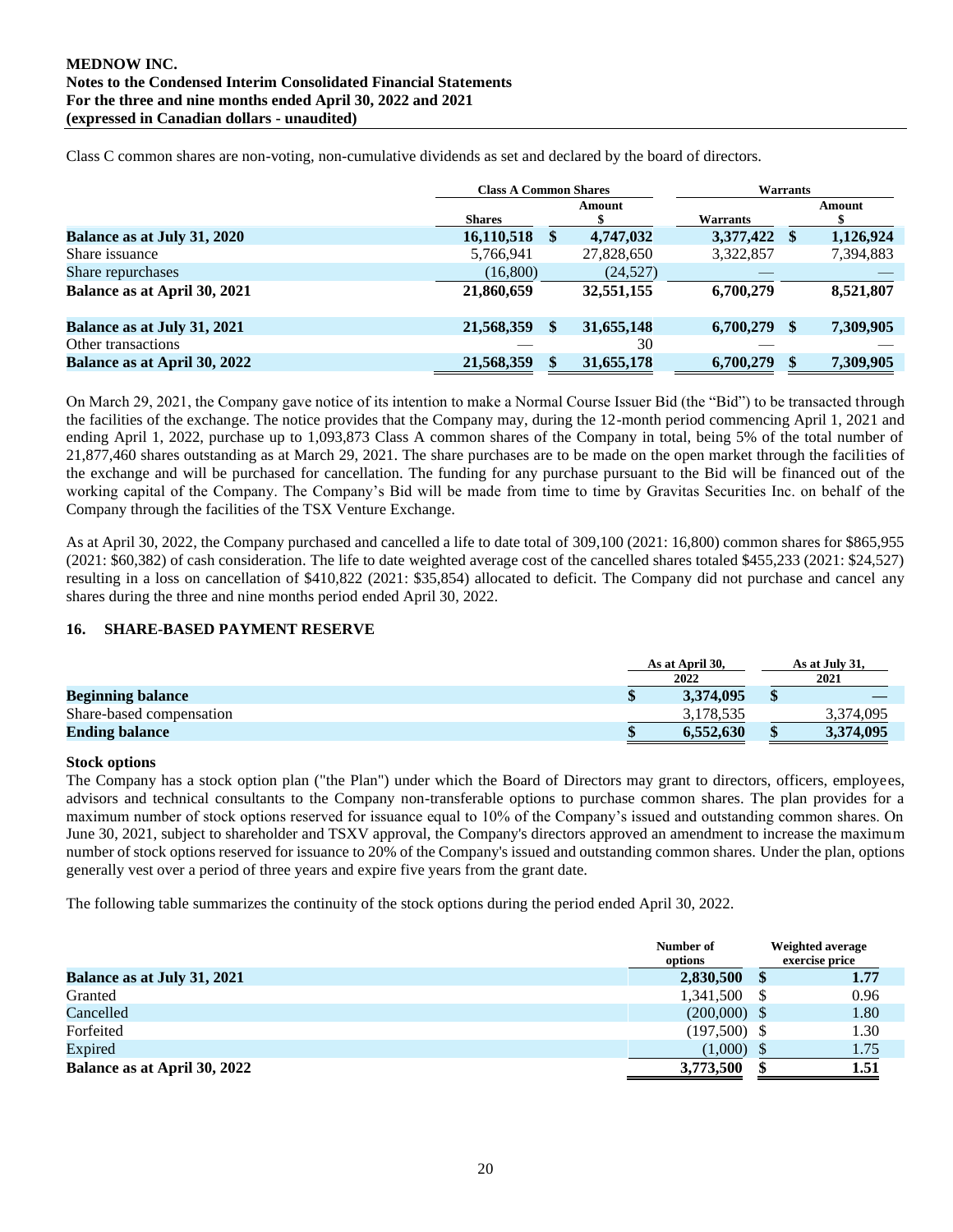Class C common shares are non-voting, non-cumulative dividends as set and declared by the board of directors.

| | Class A Common Shares | | Warrants | |
|---|---|---|---|---|
| | Shares | Amount $ | Warrants | Amount $ |
| **Balance as at July 31, 2020** | **16,110,518** | **$ 4,747,032** | **3,377,422** | **$ 1,126,924** |
| Share issuance | 5,766,941 | 27,828,650 | 3,322,857 | 7,394,883 |
| Share repurchases | (16,800) | (24,527) | — | — |
| **Balance as at April 30, 2021** | **21,860,659** | **32,551,155** | **6,700,279** | **8,521,807** |
| | | | | |
| **Balance as at July 31, 2021** | **21,568,359** | **$ 31,655,148** | **6,700,279** | **$ 7,309,905** |
| Other transactions | — | 30 | — | — |
| **Balance as at April 30, 2022** | **21,568,359** | **$ 31,655,178** | **6,700,279** | **$ 7,309,905** |

On March 29, 2021, the Company gave notice of its intention to make a Normal Course Issuer Bid (the "Bid") to be transacted through the facilities of the exchange. The notice provides that the Company may, during the 12-month period commencing April 1, 2021 and ending April 1, 2022, purchase up to 1,093,873 Class A common shares of the Company in total, being 5% of the total number of 21,877,460 shares outstanding as at March 29, 2021. The share purchases are to be made on the open market through the facilities of the exchange and will be purchased for cancellation. The funding for any purchase pursuant to the Bid will be financed out of the working capital of the Company. The Company's Bid will be made from time to time by Gravitas Securities Inc. on behalf of the Company through the facilities of the TSX Venture Exchange.

As at April 30, 2022, the Company purchased and cancelled a life to date total of 309,100 (2021: 16,800) common shares for $865,955 (2021: $60,382) of cash consideration. The life to date weighted average cost of the cancelled shares totaled $455,233 (2021: $24,527) resulting in a loss on cancellation of $410,822 (2021: $35,854) allocated to deficit. The Company did not purchase and cancel any shares during the three and nine months period ended April 30, 2022.

## 16. SHARE-BASED PAYMENT RESERVE

| | As at April 30, 2022 | As at July 31, 2021 |
|---|---|---|
| **Beginning balance** | **$ 3,374,095** | **$ —** |
| Share-based compensation | 3,178,535 | 3,374,095 |
| **Ending balance** | **$ 6,552,630** | **$ 3,374,095** |

**Stock options**

The Company has a stock option plan ("the Plan") under which the Board of Directors may grant to directors, officers, employees, advisors and technical consultants to the Company non-transferable options to purchase common shares. The plan provides for a maximum number of stock options reserved for issuance equal to 10% of the Company's issued and outstanding common shares. On June 30, 2021, subject to shareholder and TSXV approval, the Company's directors approved an amendment to increase the maximum number of stock options reserved for issuance to 20% of the Company's issued and outstanding common shares. Under the plan, options generally vest over a period of three years and expire five years from the grant date.

The following table summarizes the continuity of the stock options during the period ended April 30, 2022.

| | Number of options | Weighted average exercise price |
|---|---|---|
| **Balance as at July 31, 2021** | **2,830,500** | **$ 1.77** |
| Granted | 1,341,500 | $ 0.96 |
| Cancelled | (200,000) | $ 1.80 |
| Forfeited | (197,500) | $ 1.30 |
| Expired | (1,000) | $ 1.75 |
| **Balance as at April 30, 2022** | **3,773,500** | **$ 1.51** |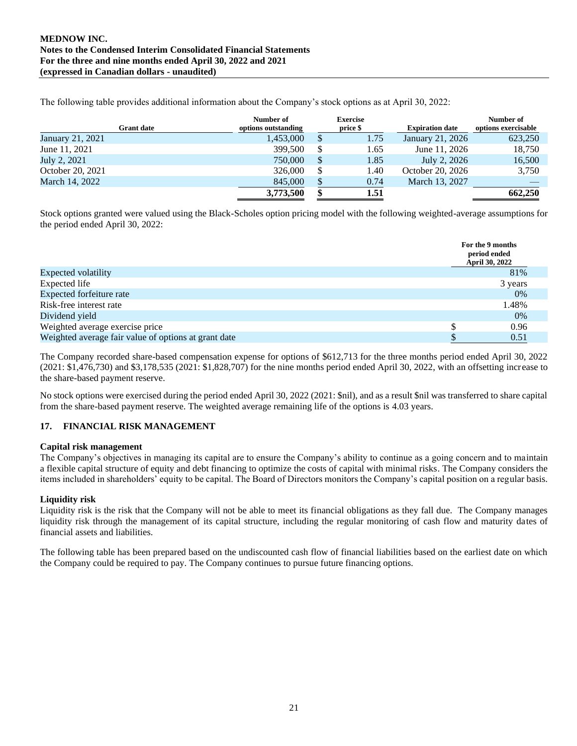The following table provides additional information about the Company's stock options as at April 30, 2022:

| Grant date | Number of options outstanding | Exercise price $ | Expiration date | Number of options exercisable |
|---|---|---|---|---|
| January 21, 2021 | 1,453,000 | $ 1.75 | January 21, 2026 | 623,250 |
| June 11, 2021 | 399,500 | $ 1.65 | June 11, 2026 | 18,750 |
| July 2, 2021 | 750,000 | $ 1.85 | July 2, 2026 | 16,500 |
| October 20, 2021 | 326,000 | $ 1.40 | October 20, 2026 | 3,750 |
| March 14, 2022 | 845,000 | $ 0.74 | March 13, 2027 | — |
| | **3,773,500** | **$ 1.51** | | **662,250** |

Stock options granted were valued using the Black-Scholes option pricing model with the following weighted-average assumptions for the period ended April 30, 2022:

| | For the 9 months period ended April 30, 2022 |
|---|---|
| Expected volatility | 81% |
| Expected life | 3 years |
| Expected forfeiture rate | 0% |
| Risk-free interest rate | 1.48% |
| Dividend yield | 0% |
| Weighted average exercise price | $ 0.96 |
| Weighted average fair value of options at grant date | $ 0.51 |

The Company recorded share-based compensation expense for options of $612,713 for the three months period ended April 30, 2022 (2021: $1,476,730) and $3,178,535 (2021: $1,828,707) for the nine months period ended April 30, 2022, with an offsetting increase to the share-based payment reserve.

No stock options were exercised during the period ended April 30, 2022 (2021: $nil), and as a result $nil was transferred to share capital from the share-based payment reserve. The weighted average remaining life of the options is 4.03 years.

## 17. FINANCIAL RISK MANAGEMENT

**Capital risk management**
The Company's objectives in managing its capital are to ensure the Company's ability to continue as a going concern and to maintain a flexible capital structure of equity and debt financing to optimize the costs of capital with minimal risks. The Company considers the items included in shareholders' equity to be capital. The Board of Directors monitors the Company's capital position on a regular basis.

**Liquidity risk**
Liquidity risk is the risk that the Company will not be able to meet its financial obligations as they fall due. The Company manages liquidity risk through the management of its capital structure, including the regular monitoring of cash flow and maturity dates of financial assets and liabilities.

The following table has been prepared based on the undiscounted cash flow of financial liabilities based on the earliest date on which the Company could be required to pay. The Company continues to pursue future financing options.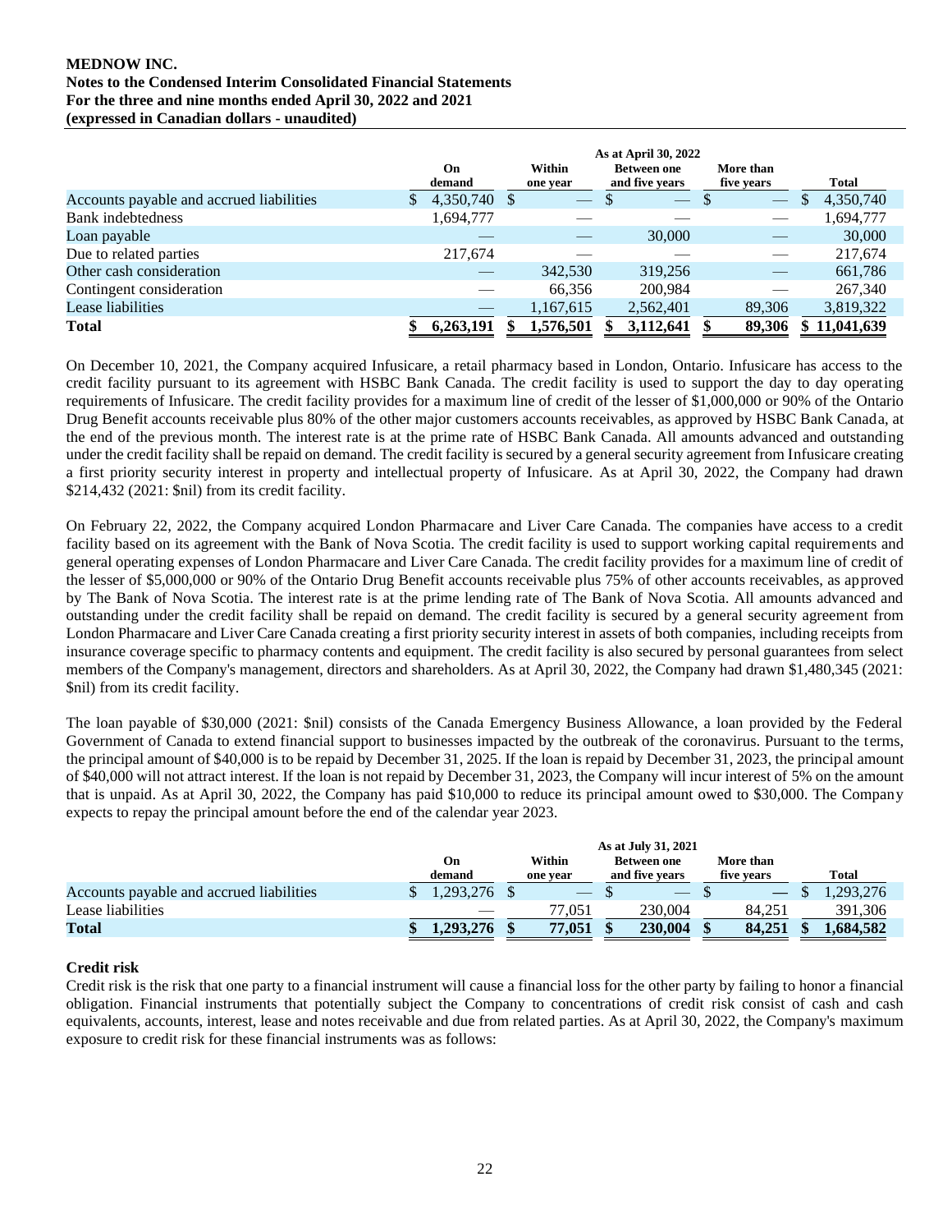| | As at April 30, 2022 | | | | |
|---|---|---|---|---|---|
| | On demand | Within one year | Between one and five years | More than five years | Total |
| Accounts payable and accrued liabilities | $ 4,350,740 | $ — | $ — | $ — | $ 4,350,740 |
| Bank indebtedness | 1,694,777 | — | — | — | 1,694,777 |
| Loan payable | — | — | 30,000 | — | 30,000 |
| Due to related parties | 217,674 | — | — | — | 217,674 |
| Other cash consideration | — | 342,530 | 319,256 | — | 661,786 |
| Contingent consideration | — | 66,356 | 200,984 | — | 267,340 |
| Lease liabilities | — | 1,167,615 | 2,562,401 | 89,306 | 3,819,322 |
| **Total** | **$ 6,263,191** | **$ 1,576,501** | **$ 3,112,641** | **$ 89,306** | **$ 11,041,639** |

On December 10, 2021, the Company acquired Infusicare, a retail pharmacy based in London, Ontario. Infusicare has access to the credit facility pursuant to its agreement with HSBC Bank Canada. The credit facility is used to support the day to day operating requirements of Infusicare. The credit facility provides for a maximum line of credit of the lesser of $1,000,000 or 90% of the Ontario Drug Benefit accounts receivable plus 80% of the other major customers accounts receivables, as approved by HSBC Bank Canada, at the end of the previous month. The interest rate is at the prime rate of HSBC Bank Canada. All amounts advanced and outstanding under the credit facility shall be repaid on demand. The credit facility is secured by a general security agreement from Infusicare creating a first priority security interest in property and intellectual property of Infusicare. As at April 30, 2022, the Company had drawn $214,432 (2021: $nil) from its credit facility.

On February 22, 2022, the Company acquired London Pharmacare and Liver Care Canada. The companies have access to a credit facility based on its agreement with the Bank of Nova Scotia. The credit facility is used to support working capital requirements and general operating expenses of London Pharmacare and Liver Care Canada. The credit facility provides for a maximum line of credit of the lesser of $5,000,000 or 90% of the Ontario Drug Benefit accounts receivable plus 75% of other accounts receivables, as approved by The Bank of Nova Scotia. The interest rate is at the prime lending rate of The Bank of Nova Scotia. All amounts advanced and outstanding under the credit facility shall be repaid on demand. The credit facility is secured by a general security agreement from London Pharmacare and Liver Care Canada creating a first priority security interest in assets of both companies, including receipts from insurance coverage specific to pharmacy contents and equipment. The credit facility is also secured by personal guarantees from select members of the Company's management, directors and shareholders. As at April 30, 2022, the Company had drawn $1,480,345 (2021: $nil) from its credit facility.

The loan payable of $30,000 (2021: $nil) consists of the Canada Emergency Business Allowance, a loan provided by the Federal Government of Canada to extend financial support to businesses impacted by the outbreak of the coronavirus. Pursuant to the terms, the principal amount of $40,000 is to be repaid by December 31, 2025. If the loan is repaid by December 31, 2023, the principal amount of $40,000 will not attract interest. If the loan is not repaid by December 31, 2023, the Company will incur interest of 5% on the amount that is unpaid. As at April 30, 2022, the Company has paid $10,000 to reduce its principal amount owed to $30,000. The Company expects to repay the principal amount before the end of the calendar year 2023.

| | As at July 31, 2021 | | | | |
|---|---|---|---|---|---|
| | On demand | Within one year | Between one and five years | More than five years | Total |
| Accounts payable and accrued liabilities | $ 1,293,276 | $ — | $ — | $ — | $ 1,293,276 |
| Lease liabilities | — | 77,051 | 230,004 | 84,251 | 391,306 |
| **Total** | **$ 1,293,276** | **$ 77,051** | **$ 230,004** | **$ 84,251** | **$ 1,684,582** |

**Credit risk**

Credit risk is the risk that one party to a financial instrument will cause a financial loss for the other party by failing to honor a financial obligation. Financial instruments that potentially subject the Company to concentrations of credit risk consist of cash and cash equivalents, accounts, interest, lease and notes receivable and due from related parties. As at April 30, 2022, the Company's maximum exposure to credit risk for these financial instruments was as follows: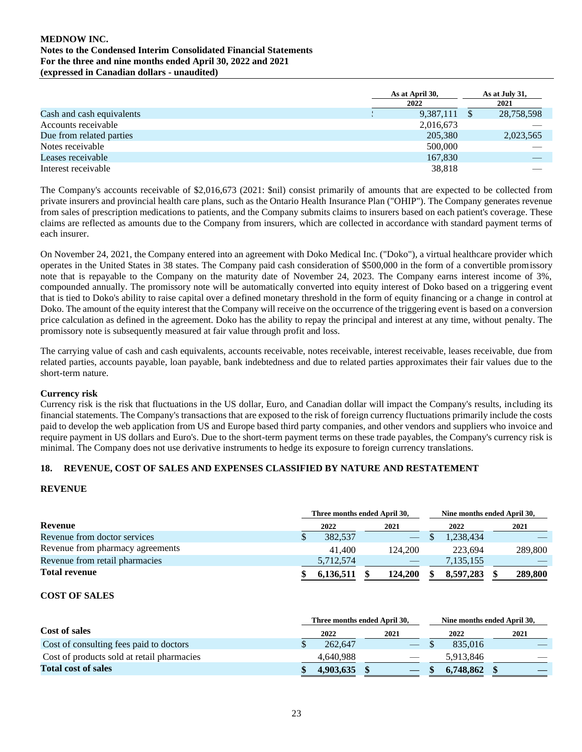|  | As at April 30, 2022 | As at July 31, 2021 |
|---|---|---|
| Cash and cash equivalents | $ 9,387,111 | $ 28,758,598 |
| Accounts receivable | 2,016,673 | — |
| Due from related parties | 205,380 | 2,023,565 |
| Notes receivable | 500,000 | — |
| Leases receivable | 167,830 | — |
| Interest receivable | 38,818 | — |

The Company's accounts receivable of $2,016,673 (2021: $nil) consist primarily of amounts that are expected to be collected from private insurers and provincial health care plans, such as the Ontario Health Insurance Plan ("OHIP"). The Company generates revenue from sales of prescription medications to patients, and the Company submits claims to insurers based on each patient's coverage. These claims are reflected as amounts due to the Company from insurers, which are collected in accordance with standard payment terms of each insurer.

On November 24, 2021, the Company entered into an agreement with Doko Medical Inc. ("Doko"), a virtual healthcare provider which operates in the United States in 38 states. The Company paid cash consideration of $500,000 in the form of a convertible promissory note that is repayable to the Company on the maturity date of November 24, 2023. The Company earns interest income of 3%, compounded annually. The promissory note will be automatically converted into equity interest of Doko based on a triggering event that is tied to Doko's ability to raise capital over a defined monetary threshold in the form of equity financing or a change in control at Doko. The amount of the equity interest that the Company will receive on the occurrence of the triggering event is based on a conversion price calculation as defined in the agreement. Doko has the ability to repay the principal and interest at any time, without penalty. The promissory note is subsequently measured at fair value through profit and loss.

The carrying value of cash and cash equivalents, accounts receivable, notes receivable, interest receivable, leases receivable, due from related parties, accounts payable, loan payable, bank indebtedness and due to related parties approximates their fair values due to the short-term nature.

**Currency risk**

Currency risk is the risk that fluctuations in the US dollar, Euro, and Canadian dollar will impact the Company's results, including its financial statements. The Company's transactions that are exposed to the risk of foreign currency fluctuations primarily include the costs paid to develop the web application from US and Europe based third party companies, and other vendors and suppliers who invoice and require payment in US dollars and Euro's. Due to the short-term payment terms on these trade payables, the Company's currency risk is minimal. The Company does not use derivative instruments to hedge its exposure to foreign currency translations.

## 18. REVENUE, COST OF SALES AND EXPENSES CLASSIFIED BY NATURE AND RESTATEMENT

### REVENUE

|  | Three months ended April 30, |  | Nine months ended April 30, |  |
|---|---|---|---|---|
| **Revenue** | 2022 | 2021 | 2022 | 2021 |
| Revenue from doctor services | $ 382,537 | — | $ 1,238,434 | — |
| Revenue from pharmacy agreements | 41,400 | 124,200 | 223,694 | 289,800 |
| Revenue from retail pharmacies | 5,712,574 | — | 7,135,155 | — |
| **Total revenue** | **$ 6,136,511** | **$ 124,200** | **$ 8,597,283** | **$ 289,800** |

### COST OF SALES

|  | Three months ended April 30, |  | Nine months ended April 30, |  |
|---|---|---|---|---|
| **Cost of sales** | 2022 | 2021 | 2022 | 2021 |
| Cost of consulting fees paid to doctors | $ 262,647 | — | $ 835,016 | — |
| Cost of products sold at retail pharmacies | 4,640,988 | — | 5,913,846 | — |
| **Total cost of sales** | **$ 4,903,635** | **$ —** | **$ 6,748,862** | **$ —** |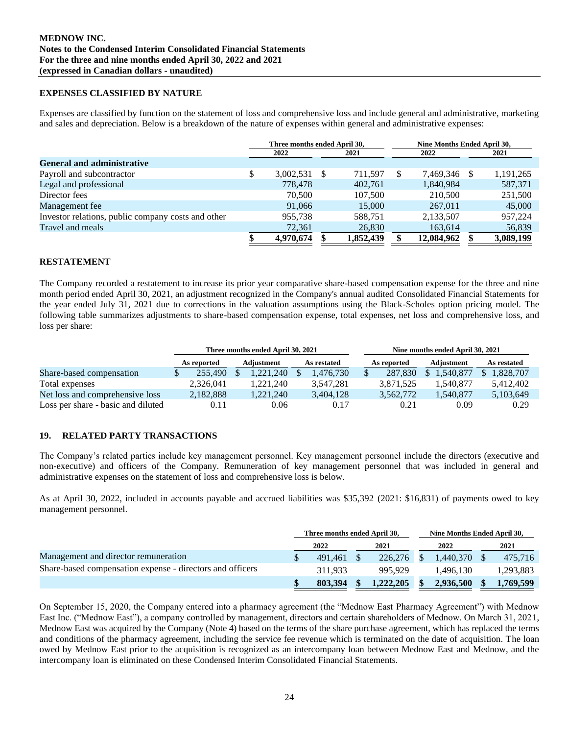### EXPENSES CLASSIFIED BY NATURE

Expenses are classified by function on the statement of loss and comprehensive loss and include general and administrative, marketing and sales and depreciation. Below is a breakdown of the nature of expenses within general and administrative expenses:

| | Three months ended April 30, | | Nine Months Ended April 30, | |
|---|---|---|---|---|
| | 2022 | 2021 | 2022 | 2021 |
| **General and administrative** | | | | |
| Payroll and subcontractor | $ 3,002,531 | $ 711,597 | $ 7,469,346 | $ 1,191,265 |
| Legal and professional | 778,478 | 402,761 | 1,840,984 | 587,371 |
| Director fees | 70,500 | 107,500 | 210,500 | 251,500 |
| Management fee | 91,066 | 15,000 | 267,011 | 45,000 |
| Investor relations, public company costs and other | 955,738 | 588,751 | 2,133,507 | 957,224 |
| Travel and meals | 72,361 | 26,830 | 163,614 | 56,839 |
| | **$ 4,970,674** | **$ 1,852,439** | **$ 12,084,962** | **$ 3,089,199** |

### RESTATEMENT

The Company recorded a restatement to increase its prior year comparative share-based compensation expense for the three and nine month period ended April 30, 2021, an adjustment recognized in the Company's annual audited Consolidated Financial Statements for the year ended July 31, 2021 due to corrections in the valuation assumptions using the Black-Scholes option pricing model. The following table summarizes adjustments to share-based compensation expense, total expenses, net loss and comprehensive loss, and loss per share:

| | Three months ended April 30, 2021 | | | Nine months ended April 30, 2021 | | |
|---|---|---|---|---|---|---|
| | As reported | Adjustment | As restated | As reported | Adjustment | As restated |
| Share-based compensation | $ 255,490 | $ 1,221,240 | $ 1,476,730 | $ 287,830 | $ 1,540,877 | $ 1,828,707 |
| Total expenses | 2,326,041 | 1,221,240 | 3,547,281 | 3,871,525 | 1,540,877 | 5,412,402 |
| Net loss and comprehensive loss | 2,182,888 | 1,221,240 | 3,404,128 | 3,562,772 | 1,540,877 | 5,103,649 |
| Loss per share - basic and diluted | 0.11 | 0.06 | 0.17 | 0.21 | 0.09 | 0.29 |

## 19. RELATED PARTY TRANSACTIONS

The Company's related parties include key management personnel. Key management personnel include the directors (executive and non-executive) and officers of the Company. Remuneration of key management personnel that was included in general and administrative expenses on the statement of loss and comprehensive loss is below.

As at April 30, 2022, included in accounts payable and accrued liabilities was $35,392 (2021: $16,831) of payments owed to key management personnel.

| | Three months ended April 30, | | Nine Months Ended April 30, | |
|---|---|---|---|---|
| | 2022 | 2021 | 2022 | 2021 |
| Management and director remuneration | $ 491,461 | $ 226,276 | $ 1,440,370 | $ 475,716 |
| Share-based compensation expense - directors and officers | 311,933 | 995,929 | 1,496,130 | 1,293,883 |
| | **$ 803,394** | **$ 1,222,205** | **$ 2,936,500** | **$ 1,769,599** |

On September 15, 2020, the Company entered into a pharmacy agreement (the "Mednow East Pharmacy Agreement") with Mednow East Inc. ("Mednow East"), a company controlled by management, directors and certain shareholders of Mednow. On March 31, 2021, Mednow East was acquired by the Company (Note 4) based on the terms of the share purchase agreement, which has replaced the terms and conditions of the pharmacy agreement, including the service fee revenue which is terminated on the date of acquisition. The loan owed by Mednow East prior to the acquisition is recognized as an intercompany loan between Mednow East and Mednow, and the intercompany loan is eliminated on these Condensed Interim Consolidated Financial Statements.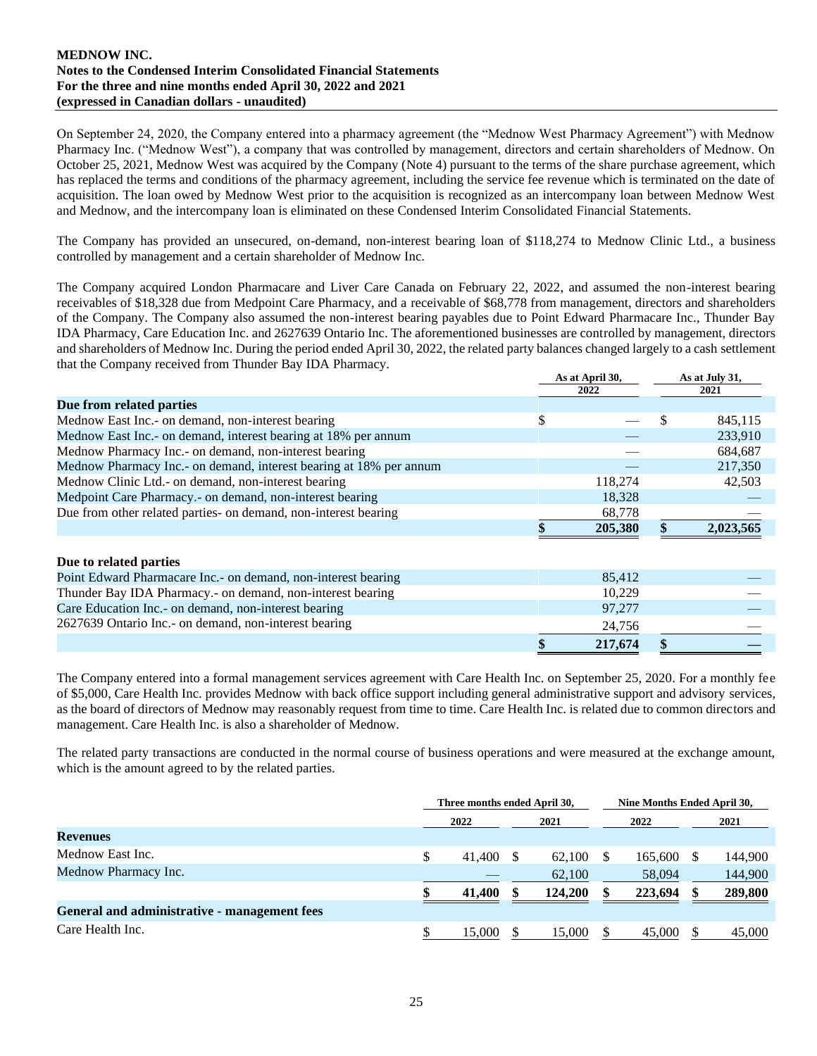On September 24, 2020, the Company entered into a pharmacy agreement (the "Mednow West Pharmacy Agreement") with Mednow Pharmacy Inc. ("Mednow West"), a company that was controlled by management, directors and certain shareholders of Mednow. On October 25, 2021, Mednow West was acquired by the Company (Note 4) pursuant to the terms of the share purchase agreement, which has replaced the terms and conditions of the pharmacy agreement, including the service fee revenue which is terminated on the date of acquisition. The loan owed by Mednow West prior to the acquisition is recognized as an intercompany loan between Mednow West and Mednow, and the intercompany loan is eliminated on these Condensed Interim Consolidated Financial Statements.

The Company has provided an unsecured, on-demand, non-interest bearing loan of $118,274 to Mednow Clinic Ltd., a business controlled by management and a certain shareholder of Mednow Inc.

The Company acquired London Pharmacare and Liver Care Canada on February 22, 2022, and assumed the non-interest bearing receivables of $18,328 due from Medpoint Care Pharmacy, and a receivable of $68,778 from management, directors and shareholders of the Company. The Company also assumed the non-interest bearing payables due to Point Edward Pharmacare Inc., Thunder Bay IDA Pharmacy, Care Education Inc. and 2627639 Ontario Inc. The aforementioned businesses are controlled by management, directors and shareholders of Mednow Inc. During the period ended April 30, 2022, the related party balances changed largely to a cash settlement that the Company received from Thunder Bay IDA Pharmacy.

| | As at April 30, 2022 | As at July 31, 2021 |
|---|---|---|
| **Due from related parties** | | |
| Mednow East Inc.- on demand, non-interest bearing | $ — | $ 845,115 |
| Mednow East Inc.- on demand, interest bearing at 18% per annum | — | 233,910 |
| Mednow Pharmacy Inc.- on demand, non-interest bearing | — | 684,687 |
| Mednow Pharmacy Inc.- on demand, interest bearing at 18% per annum | — | 217,350 |
| Mednow Clinic Ltd.- on demand, non-interest bearing | 118,274 | 42,503 |
| Medpoint Care Pharmacy.- on demand, non-interest bearing | 18,328 | — |
| Due from other related parties- on demand, non-interest bearing | 68,778 | — |
| | **$ 205,380** | **$ 2,023,565** |
| **Due to related parties** | | |
| Point Edward Pharmacare Inc.- on demand, non-interest bearing | 85,412 | — |
| Thunder Bay IDA Pharmacy.- on demand, non-interest bearing | 10,229 | — |
| Care Education Inc.- on demand, non-interest bearing | 97,277 | — |
| 2627639 Ontario Inc.- on demand, non-interest bearing | 24,756 | — |
| | **$ 217,674** | **$ —** |

The Company entered into a formal management services agreement with Care Health Inc. on September 25, 2020. For a monthly fee of $5,000, Care Health Inc. provides Mednow with back office support including general administrative support and advisory services, as the board of directors of Mednow may reasonably request from time to time. Care Health Inc. is related due to common directors and management. Care Health Inc. is also a shareholder of Mednow.

The related party transactions are conducted in the normal course of business operations and were measured at the exchange amount, which is the amount agreed to by the related parties.

| | Three months ended April 30, | | Nine Months Ended April 30, | |
|---|---|---|---|---|
| | 2022 | 2021 | 2022 | 2021 |
| **Revenues** | | | | |
| Mednow East Inc. | $ 41,400 | $ 62,100 | $ 165,600 | $ 144,900 |
| Mednow Pharmacy Inc. | — | 62,100 | 58,094 | 144,900 |
| | **$ 41,400** | **$ 124,200** | **$ 223,694** | **$ 289,800** |
| **General and administrative - management fees** | | | | |
| Care Health Inc. | $ 15,000 | $ 15,000 | $ 45,000 | $ 45,000 |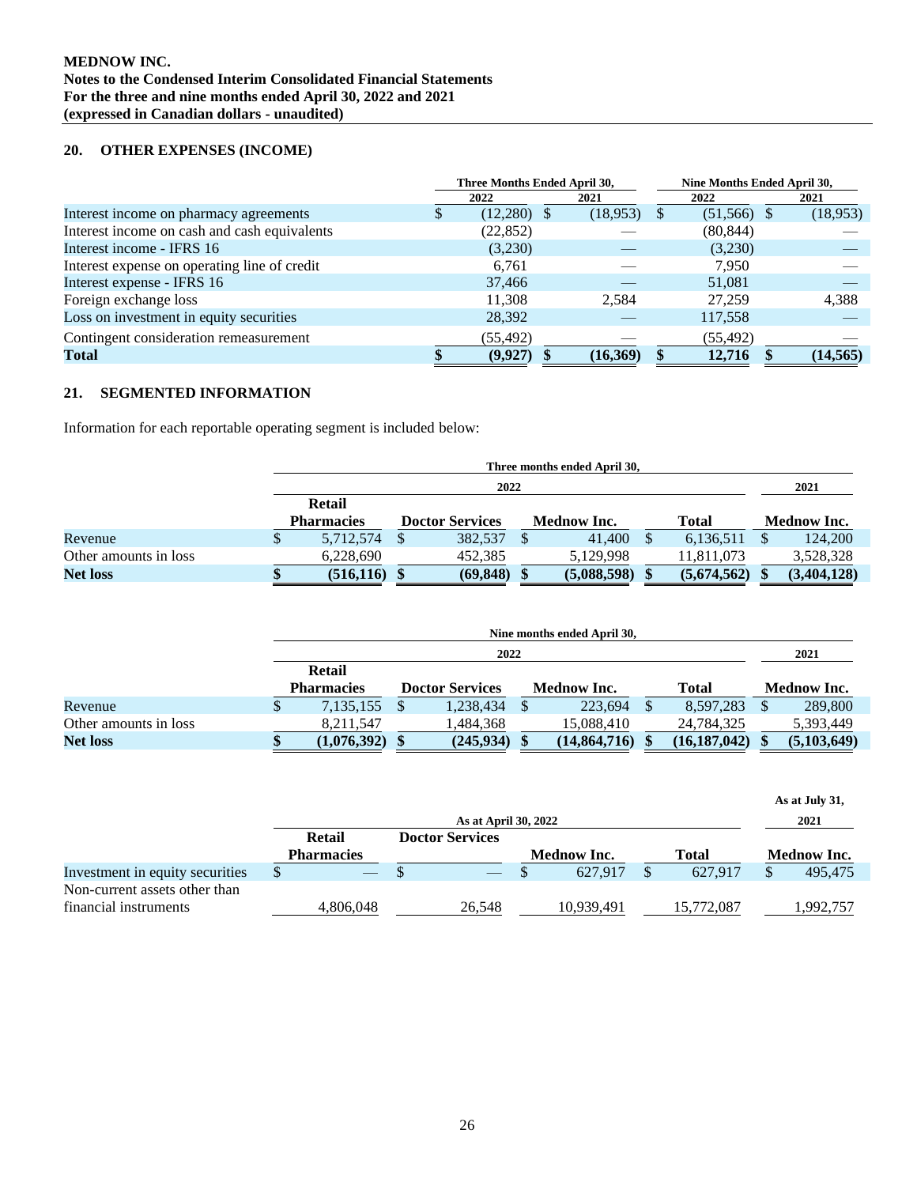## 20. OTHER EXPENSES (INCOME)

| | Three Months Ended April 30, | | Nine Months Ended April 30, | |
|---|---|---|---|---|
| | 2022 | 2021 | 2022 | 2021 |
| Interest income on pharmacy agreements | $ (12,280) | $ (18,953) | $ (51,566) | $ (18,953) |
| Interest income on cash and cash equivalents | (22,852) | — | (80,844) | — |
| Interest income - IFRS 16 | (3,230) | — | (3,230) | — |
| Interest expense on operating line of credit | 6,761 | — | 7,950 | — |
| Interest expense - IFRS 16 | 37,466 | — | 51,081 | — |
| Foreign exchange loss | 11,308 | 2,584 | 27,259 | 4,388 |
| Loss on investment in equity securities | 28,392 | — | 117,558 | — |
| Contingent consideration remeasurement | (55,492) | — | (55,492) | — |
| **Total** | **$ (9,927)** | **$ (16,369)** | **$ 12,716** | **$ (14,565)** |

## 21. SEGMENTED INFORMATION

Information for each reportable operating segment is included below:

| | Three months ended April 30, | | | | |
|---|---|---|---|---|---|
| | 2022 | | | | 2021 |
| | Retail Pharmacies | Doctor Services | Mednow Inc. | Total | Mednow Inc. |
| Revenue | $ 5,712,574 | $ 382,537 | $ 41,400 | $ 6,136,511 | $ 124,200 |
| Other amounts in loss | 6,228,690 | 452,385 | 5,129,998 | 11,811,073 | 3,528,328 |
| **Net loss** | **$ (516,116)** | **$ (69,848)** | **$ (5,088,598)** | **$ (5,674,562)** | **$ (3,404,128)** |

| | Nine months ended April 30, | | | | |
|---|---|---|---|---|---|
| | 2022 | | | | 2021 |
| | Retail Pharmacies | Doctor Services | Mednow Inc. | Total | Mednow Inc. |
| Revenue | $ 7,135,155 | $ 1,238,434 | $ 223,694 | $ 8,597,283 | $ 289,800 |
| Other amounts in loss | 8,211,547 | 1,484,368 | 15,088,410 | 24,784,325 | 5,393,449 |
| **Net loss** | **$ (1,076,392)** | **$ (245,934)** | **$ (14,864,716)** | **$ (16,187,042)** | **$ (5,103,649)** |

| | As at April 30, 2022 | | | | As at July 31, 2021 |
|---|---|---|---|---|---|
| | Retail Pharmacies | Doctor Services | Mednow Inc. | Total | Mednow Inc. |
| Investment in equity securities | $ — | $ — | $ 627,917 | $ 627,917 | $ 495,475 |
| Non-current assets other than financial instruments | 4,806,048 | 26,548 | 10,939,491 | 15,772,087 | 1,992,757 |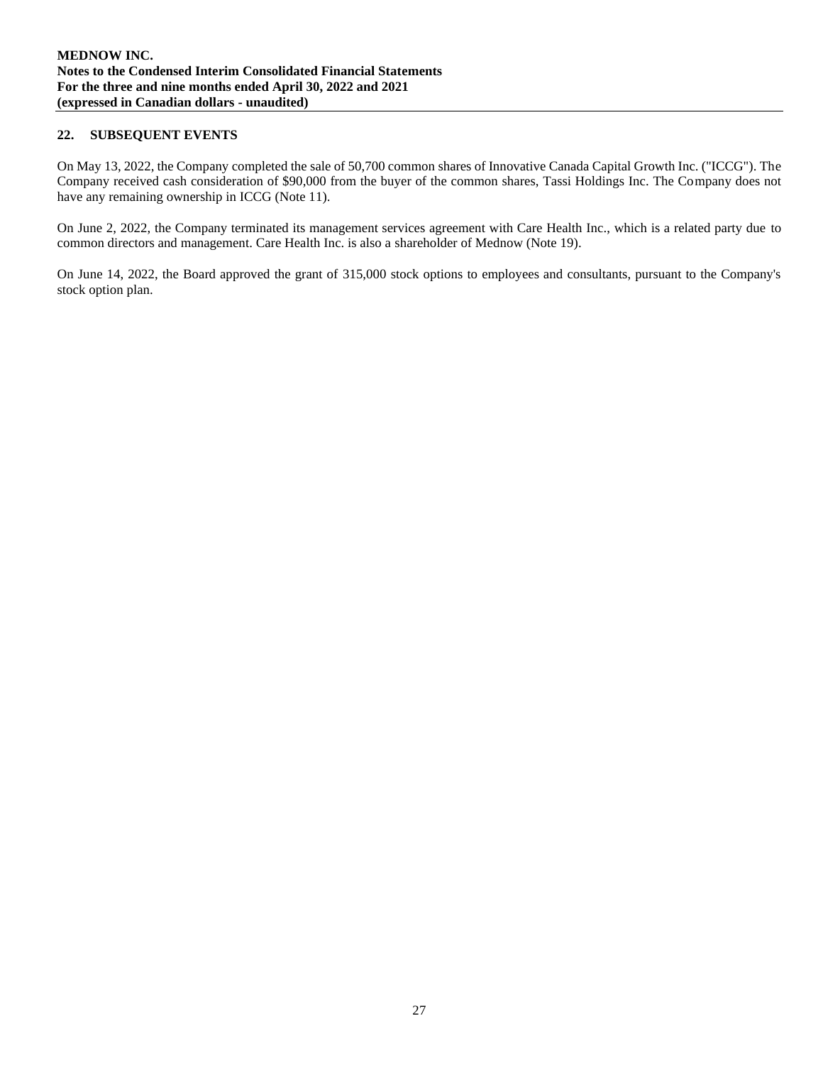## 22. SUBSEQUENT EVENTS

On May 13, 2022, the Company completed the sale of 50,700 common shares of Innovative Canada Capital Growth Inc. ("ICCG"). The Company received cash consideration of $90,000 from the buyer of the common shares, Tassi Holdings Inc. The Company does not have any remaining ownership in ICCG (Note 11).

On June 2, 2022, the Company terminated its management services agreement with Care Health Inc., which is a related party due to common directors and management. Care Health Inc. is also a shareholder of Mednow (Note 19).

On June 14, 2022, the Board approved the grant of 315,000 stock options to employees and consultants, pursuant to the Company's stock option plan.